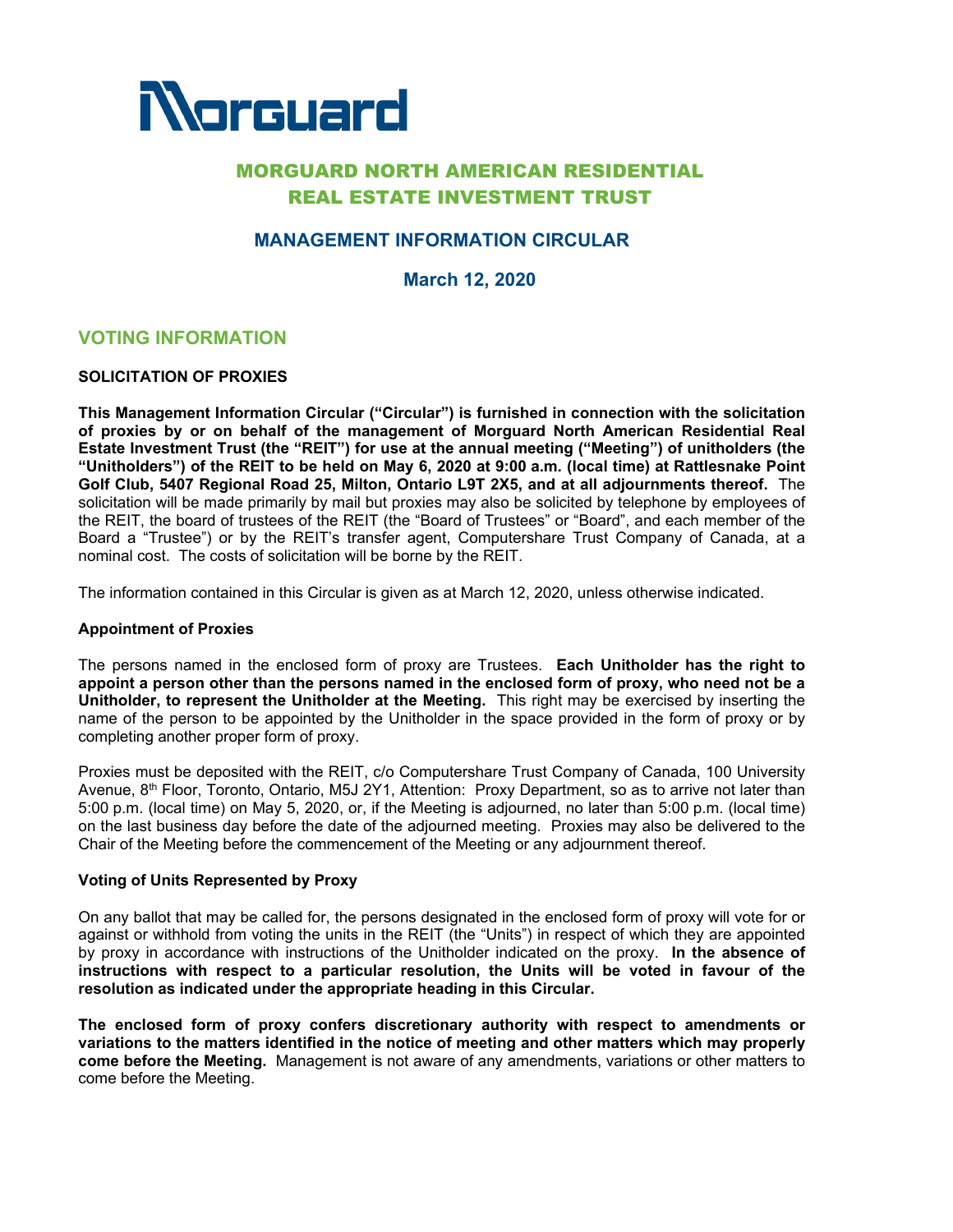# Morguard

## MORGUARD NORTH AMERICAN RESIDENTIAL REAL ESTATE INVESTMENT TRUST

## MANAGEMENT INFORMATION CIRCULAR

### March 12, 2020

## VOTING INFORMATION

### SOLICITATION OF PROXIES

**This Management Information Circular ("Circular") is furnished in connection with the solicitation of proxies by or on behalf of the management of Morguard North American Residential Real Estate Investment Trust (the "REIT") for use at the annual meeting ("Meeting") of unitholders (the "Unitholders") of the REIT to be held on May 6, 2020 at 9:00 a.m. (local time) at Rattlesnake Point Golf Club, 5407 Regional Road 25, Milton, Ontario L9T 2X5, and at all adjournments thereof.** The solicitation will be made primarily by mail but proxies may also be solicited by telephone by employees of the REIT, the board of trustees of the REIT (the "Board of Trustees" or "Board", and each member of the Board a "Trustee") or by the REIT's transfer agent, Computershare Trust Company of Canada, at a nominal cost. The costs of solicitation will be borne by the REIT.

The information contained in this Circular is given as at March 12, 2020, unless otherwise indicated.

#### Appointment of Proxies

The persons named in the enclosed form of proxy are Trustees. **Each Unitholder has the right to appoint a person other than the persons named in the enclosed form of proxy, who need not be a Unitholder, to represent the Unitholder at the Meeting.** This right may be exercised by inserting the name of the person to be appointed by the Unitholder in the space provided in the form of proxy or by completing another proper form of proxy.

Proxies must be deposited with the REIT, c/o Computershare Trust Company of Canada, 100 University Avenue, 8th Floor, Toronto, Ontario, M5J 2Y1, Attention: Proxy Department, so as to arrive not later than 5:00 p.m. (local time) on May 5, 2020, or, if the Meeting is adjourned, no later than 5:00 p.m. (local time) on the last business day before the date of the adjourned meeting. Proxies may also be delivered to the Chair of the Meeting before the commencement of the Meeting or any adjournment thereof.

#### Voting of Units Represented by Proxy

On any ballot that may be called for, the persons designated in the enclosed form of proxy will vote for or against or withhold from voting the units in the REIT (the "Units") in respect of which they are appointed by proxy in accordance with instructions of the Unitholder indicated on the proxy. **In the absence of instructions with respect to a particular resolution, the Units will be voted in favour of the resolution as indicated under the appropriate heading in this Circular.**

**The enclosed form of proxy confers discretionary authority with respect to amendments or variations to the matters identified in the notice of meeting and other matters which may properly come before the Meeting.** Management is not aware of any amendments, variations or other matters to come before the Meeting.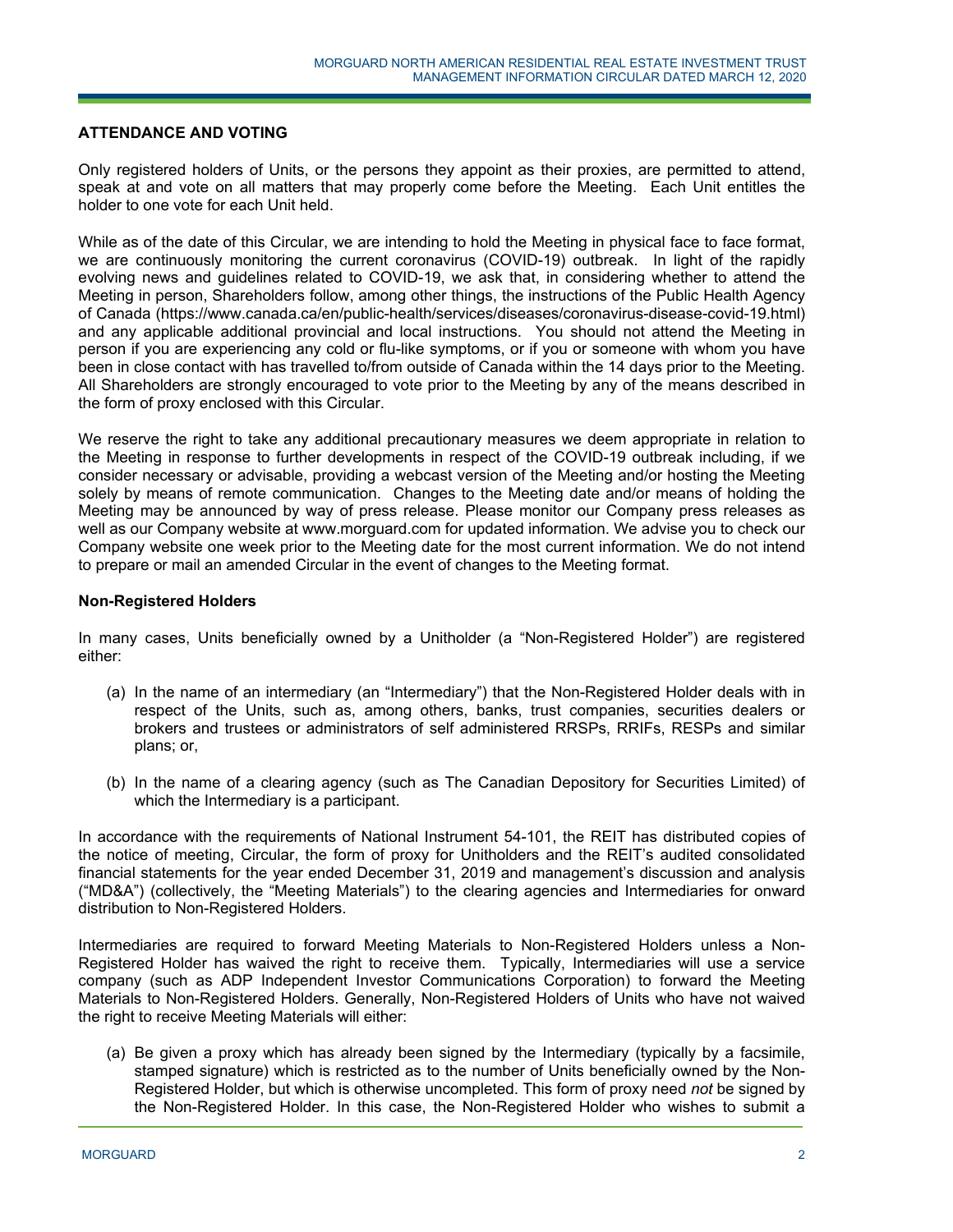## ATTENDANCE AND VOTING

Only registered holders of Units, or the persons they appoint as their proxies, are permitted to attend, speak at and vote on all matters that may properly come before the Meeting. Each Unit entitles the holder to one vote for each Unit held.

While as of the date of this Circular, we are intending to hold the Meeting in physical face to face format, we are continuously monitoring the current coronavirus (COVID-19) outbreak. In light of the rapidly evolving news and guidelines related to COVID-19, we ask that, in considering whether to attend the Meeting in person, Shareholders follow, among other things, the instructions of the Public Health Agency of Canada (https://www.canada.ca/en/public-health/services/diseases/coronavirus-disease-covid-19.html) and any applicable additional provincial and local instructions. You should not attend the Meeting in person if you are experiencing any cold or flu-like symptoms, or if you or someone with whom you have been in close contact with has travelled to/from outside of Canada within the 14 days prior to the Meeting. All Shareholders are strongly encouraged to vote prior to the Meeting by any of the means described in the form of proxy enclosed with this Circular.

We reserve the right to take any additional precautionary measures we deem appropriate in relation to the Meeting in response to further developments in respect of the COVID-19 outbreak including, if we consider necessary or advisable, providing a webcast version of the Meeting and/or hosting the Meeting solely by means of remote communication. Changes to the Meeting date and/or means of holding the Meeting may be announced by way of press release. Please monitor our Company press releases as well as our Company website at www.morguard.com for updated information. We advise you to check our Company website one week prior to the Meeting date for the most current information. We do not intend to prepare or mail an amended Circular in the event of changes to the Meeting format.

### Non-Registered Holders

In many cases, Units beneficially owned by a Unitholder (a "Non-Registered Holder") are registered either:

(a) In the name of an intermediary (an "Intermediary") that the Non-Registered Holder deals with in respect of the Units, such as, among others, banks, trust companies, securities dealers or brokers and trustees or administrators of self administered RRSPs, RRIFs, RESPs and similar plans; or,

(b) In the name of a clearing agency (such as The Canadian Depository for Securities Limited) of which the Intermediary is a participant.

In accordance with the requirements of National Instrument 54-101, the REIT has distributed copies of the notice of meeting, Circular, the form of proxy for Unitholders and the REIT's audited consolidated financial statements for the year ended December 31, 2019 and management's discussion and analysis ("MD&A") (collectively, the "Meeting Materials") to the clearing agencies and Intermediaries for onward distribution to Non-Registered Holders.

Intermediaries are required to forward Meeting Materials to Non-Registered Holders unless a Non-Registered Holder has waived the right to receive them. Typically, Intermediaries will use a service company (such as ADP Independent Investor Communications Corporation) to forward the Meeting Materials to Non-Registered Holders. Generally, Non-Registered Holders of Units who have not waived the right to receive Meeting Materials will either:

(a) Be given a proxy which has already been signed by the Intermediary (typically by a facsimile, stamped signature) which is restricted as to the number of Units beneficially owned by the Non-Registered Holder, but which is otherwise uncompleted. This form of proxy need *not* be signed by the Non-Registered Holder. In this case, the Non-Registered Holder who wishes to submit a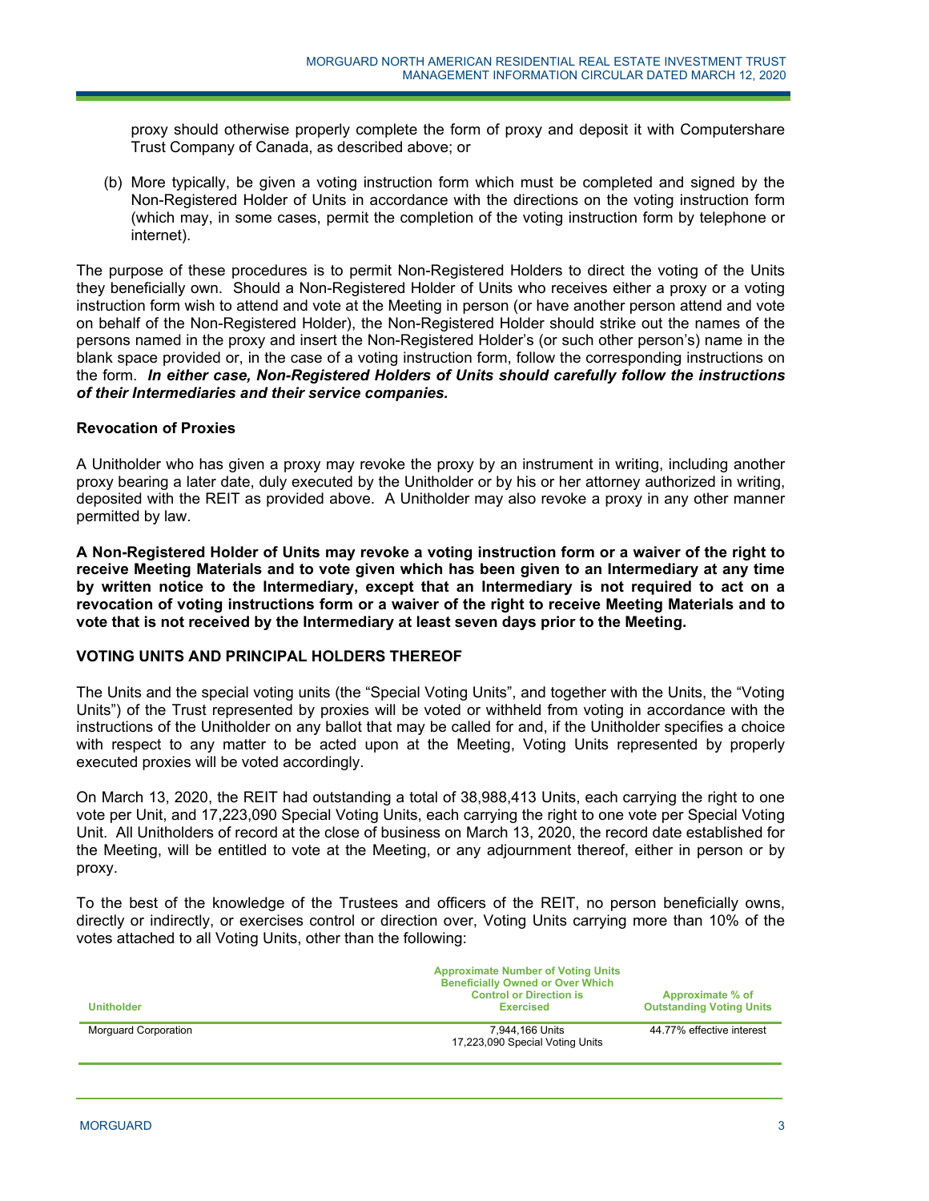proxy should otherwise properly complete the form of proxy and deposit it with Computershare Trust Company of Canada, as described above; or

(b) More typically, be given a voting instruction form which must be completed and signed by the Non-Registered Holder of Units in accordance with the directions on the voting instruction form (which may, in some cases, permit the completion of the voting instruction form by telephone or internet).

The purpose of these procedures is to permit Non-Registered Holders to direct the voting of the Units they beneficially own. Should a Non-Registered Holder of Units who receives either a proxy or a voting instruction form wish to attend and vote at the Meeting in person (or have another person attend and vote on behalf of the Non-Registered Holder), the Non-Registered Holder should strike out the names of the persons named in the proxy and insert the Non-Registered Holder's (or such other person's) name in the blank space provided or, in the case of a voting instruction form, follow the corresponding instructions on the form. ***In either case, Non-Registered Holders of Units should carefully follow the instructions of their Intermediaries and their service companies.***

### Revocation of Proxies

A Unitholder who has given a proxy may revoke the proxy by an instrument in writing, including another proxy bearing a later date, duly executed by the Unitholder or by his or her attorney authorized in writing, deposited with the REIT as provided above. A Unitholder may also revoke a proxy in any other manner permitted by law.

**A Non-Registered Holder of Units may revoke a voting instruction form or a waiver of the right to receive Meeting Materials and to vote given which has been given to an Intermediary at any time by written notice to the Intermediary, except that an Intermediary is not required to act on a revocation of voting instructions form or a waiver of the right to receive Meeting Materials and to vote that is not received by the Intermediary at least seven days prior to the Meeting.**

## VOTING UNITS AND PRINCIPAL HOLDERS THEREOF

The Units and the special voting units (the "Special Voting Units", and together with the Units, the "Voting Units") of the Trust represented by proxies will be voted or withheld from voting in accordance with the instructions of the Unitholder on any ballot that may be called for and, if the Unitholder specifies a choice with respect to any matter to be acted upon at the Meeting, Voting Units represented by properly executed proxies will be voted accordingly.

On March 13, 2020, the REIT had outstanding a total of 38,988,413 Units, each carrying the right to one vote per Unit, and 17,223,090 Special Voting Units, each carrying the right to one vote per Special Voting Unit. All Unitholders of record at the close of business on March 13, 2020, the record date established for the Meeting, will be entitled to vote at the Meeting, or any adjournment thereof, either in person or by proxy.

To the best of the knowledge of the Trustees and officers of the REIT, no person beneficially owns, directly or indirectly, or exercises control or direction over, Voting Units carrying more than 10% of the votes attached to all Voting Units, other than the following:

| Unitholder | Approximate Number of Voting Units Beneficially Owned or Over Which Control or Direction is Exercised | Approximate % of Outstanding Voting Units |
|---|---|---|
| Morguard Corporation | 7,944,166 Units<br>17,223,090 Special Voting Units | 44.77% effective interest |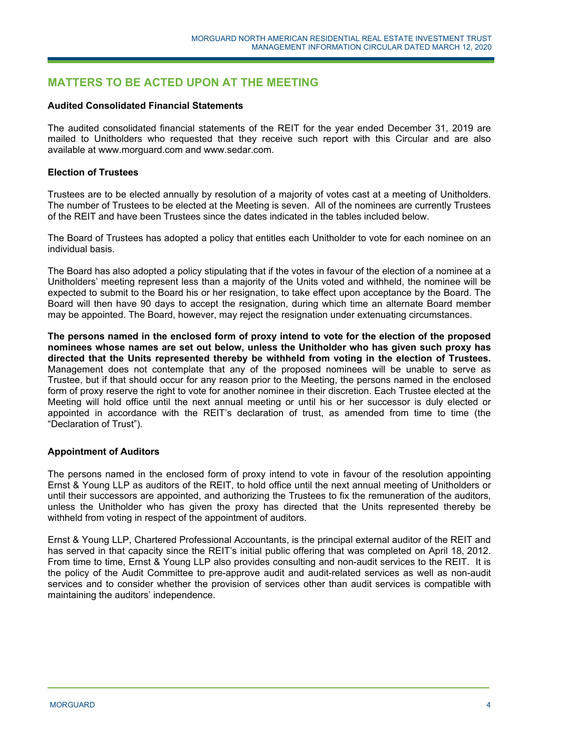## MATTERS TO BE ACTED UPON AT THE MEETING

### Audited Consolidated Financial Statements

The audited consolidated financial statements of the REIT for the year ended December 31, 2019 are mailed to Unitholders who requested that they receive such report with this Circular and are also available at www.morguard.com and www.sedar.com.

### Election of Trustees

Trustees are to be elected annually by resolution of a majority of votes cast at a meeting of Unitholders. The number of Trustees to be elected at the Meeting is seven. All of the nominees are currently Trustees of the REIT and have been Trustees since the dates indicated in the tables included below.

The Board of Trustees has adopted a policy that entitles each Unitholder to vote for each nominee on an individual basis.

The Board has also adopted a policy stipulating that if the votes in favour of the election of a nominee at a Unitholders' meeting represent less than a majority of the Units voted and withheld, the nominee will be expected to submit to the Board his or her resignation, to take effect upon acceptance by the Board. The Board will then have 90 days to accept the resignation, during which time an alternate Board member may be appointed. The Board, however, may reject the resignation under extenuating circumstances.

**The persons named in the enclosed form of proxy intend to vote for the election of the proposed nominees whose names are set out below, unless the Unitholder who has given such proxy has directed that the Units represented thereby be withheld from voting in the election of Trustees.** Management does not contemplate that any of the proposed nominees will be unable to serve as Trustee, but if that should occur for any reason prior to the Meeting, the persons named in the enclosed form of proxy reserve the right to vote for another nominee in their discretion. Each Trustee elected at the Meeting will hold office until the next annual meeting or until his or her successor is duly elected or appointed in accordance with the REIT's declaration of trust, as amended from time to time (the "Declaration of Trust").

### Appointment of Auditors

The persons named in the enclosed form of proxy intend to vote in favour of the resolution appointing Ernst & Young LLP as auditors of the REIT, to hold office until the next annual meeting of Unitholders or until their successors are appointed, and authorizing the Trustees to fix the remuneration of the auditors, unless the Unitholder who has given the proxy has directed that the Units represented thereby be withheld from voting in respect of the appointment of auditors.

Ernst & Young LLP, Chartered Professional Accountants, is the principal external auditor of the REIT and has served in that capacity since the REIT's initial public offering that was completed on April 18, 2012. From time to time, Ernst & Young LLP also provides consulting and non-audit services to the REIT. It is the policy of the Audit Committee to pre-approve audit and audit-related services as well as non-audit services and to consider whether the provision of services other than audit services is compatible with maintaining the auditors' independence.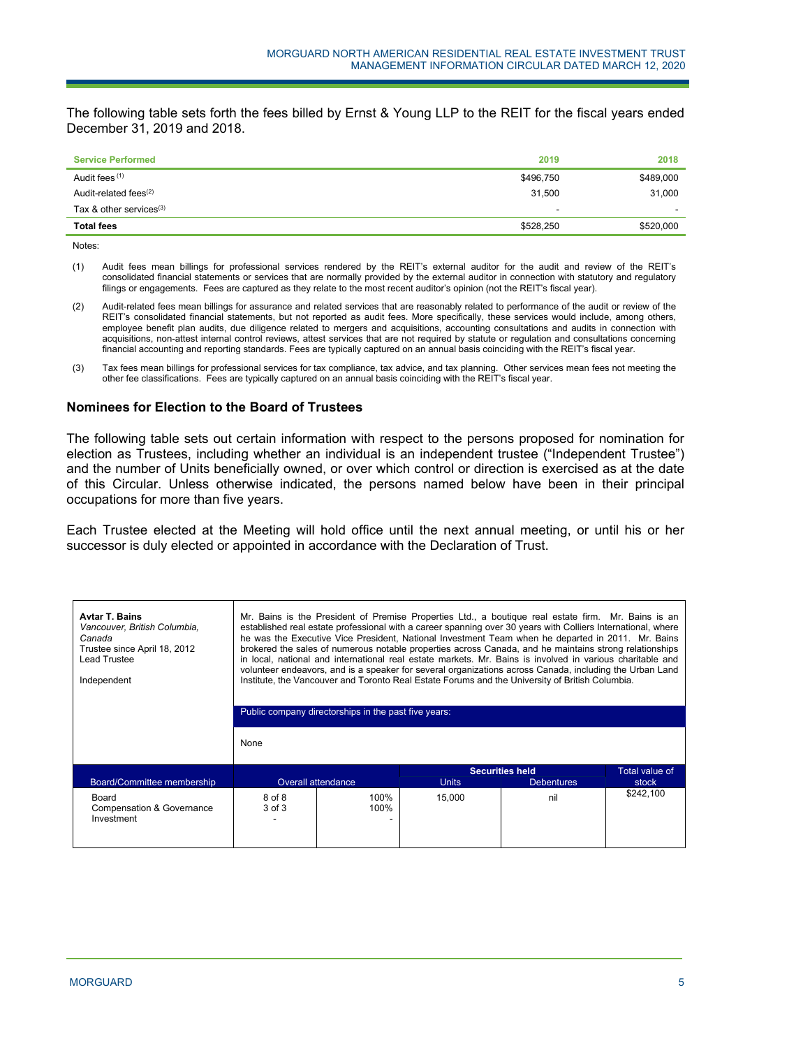The following table sets forth the fees billed by Ernst & Young LLP to the REIT for the fiscal years ended December 31, 2019 and 2018.

| Service Performed | 2019 | 2018 |
|---|---|---|
| Audit fees [(1)] | $496,750 | $489,000 |
| Audit-related fees[(2)] | 31,500 | 31,000 |
| Tax & other services[(3)] | - | - |
| **Total fees** | $528,250 | $520,000 |

Notes:

(1) Audit fees mean billings for professional services rendered by the REIT's external auditor for the audit and review of the REIT's consolidated financial statements or services that are normally provided by the external auditor in connection with statutory and regulatory filings or engagements. Fees are captured as they relate to the most recent auditor's opinion (not the REIT's fiscal year).

(2) Audit-related fees mean billings for assurance and related services that are reasonably related to performance of the audit or review of the REIT's consolidated financial statements, but not reported as audit fees. More specifically, these services would include, among others, employee benefit plan audits, due diligence related to mergers and acquisitions, accounting consultations and audits in connection with acquisitions, non-attest internal control reviews, attest services that are not required by statute or regulation and consultations concerning financial accounting and reporting standards. Fees are typically captured on an annual basis coinciding with the REIT's fiscal year.

(3) Tax fees mean billings for professional services for tax compliance, tax advice, and tax planning. Other services mean fees not meeting the other fee classifications. Fees are typically captured on an annual basis coinciding with the REIT's fiscal year.

## Nominees for Election to the Board of Trustees

The following table sets out certain information with respect to the persons proposed for nomination for election as Trustees, including whether an individual is an independent trustee ("Independent Trustee") and the number of Units beneficially owned, or over which control or direction is exercised as at the date of this Circular. Unless otherwise indicated, the persons named below have been in their principal occupations for more than five years.

Each Trustee elected at the Meeting will hold office until the next annual meeting, or until his or her successor is duly elected or appointed in accordance with the Declaration of Trust.

**Avtar T. Bains**
*Vancouver, British Columbia, Canada*
Trustee since April 18, 2012
Lead Trustee

Independent

Mr. Bains is the President of Premise Properties Ltd., a boutique real estate firm. Mr. Bains is an established real estate professional with a career spanning over 30 years with Colliers International, where he was the Executive Vice President, National Investment Team when he departed in 2011. Mr. Bains brokered the sales of numerous notable properties across Canada, and he maintains strong relationships in local, national and international real estate markets. Mr. Bains is involved in various charitable and volunteer endeavors, and is a speaker for several organizations across Canada, including the Urban Land Institute, the Vancouver and Toronto Real Estate Forums and the University of British Columbia.

Public company directorships in the past five years:

None

| Board/Committee membership | Overall attendance | | Securities held | | Total value of stock |
|---|---|---|---|---|---|
| | | | Units | Debentures | |
| Board<br>Compensation & Governance<br>Investment | 8 of 8<br>3 of 3<br>- | 100%<br>100%<br>- | 15,000 | nil | $242,100 |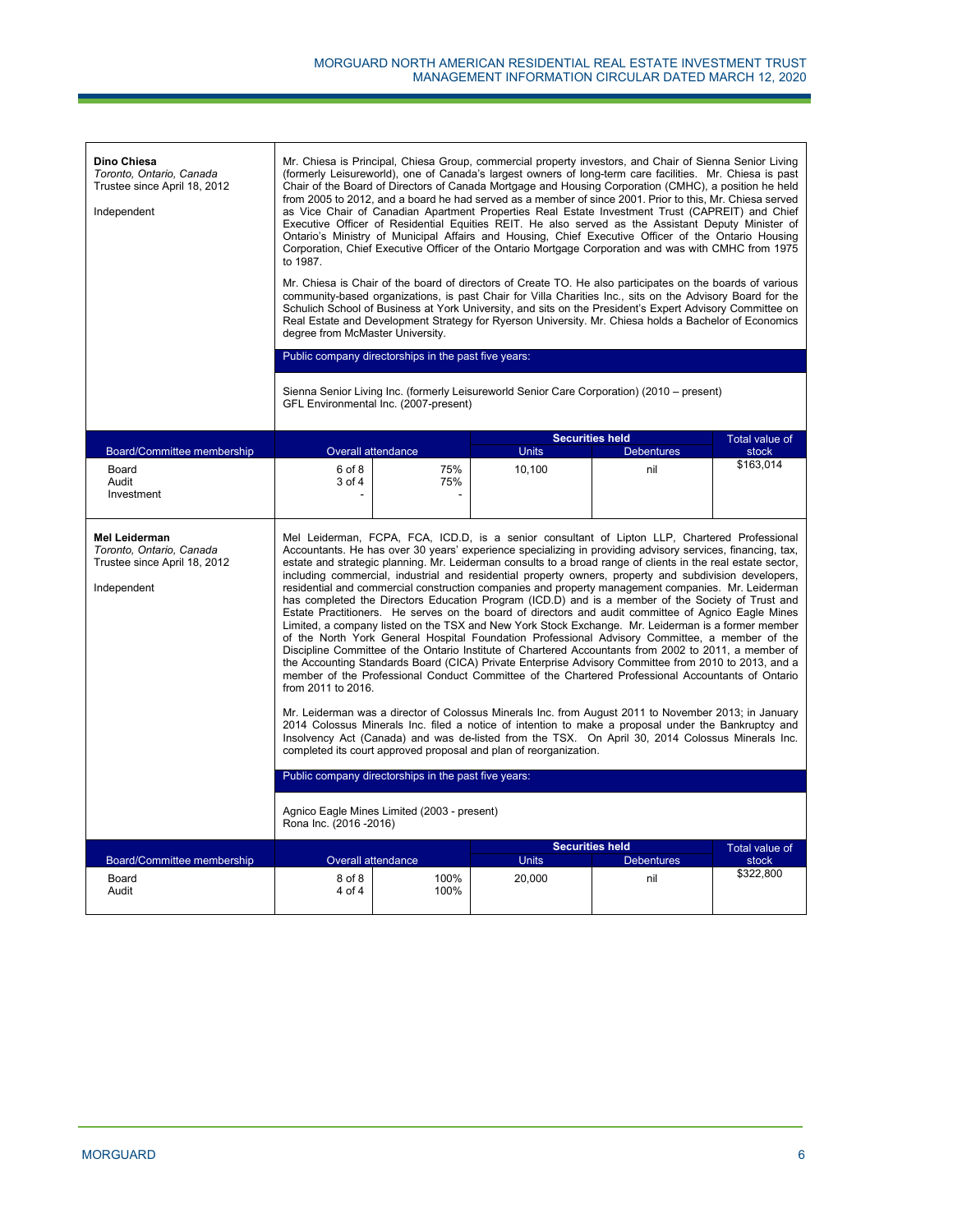**Dino Chiesa**
*Toronto, Ontario, Canada*
Trustee since April 18, 2012

Independent

Mr. Chiesa is Principal, Chiesa Group, commercial property investors, and Chair of Sienna Senior Living (formerly Leisureworld), one of Canada's largest owners of long-term care facilities. Mr. Chiesa is past Chair of the Board of Directors of Canada Mortgage and Housing Corporation (CMHC), a position he held from 2005 to 2012, and a board he had served as a member of since 2001. Prior to this, Mr. Chiesa served as Vice Chair of Canadian Apartment Properties Real Estate Investment Trust (CAPREIT) and Chief Executive Officer of Residential Equities REIT. He also served as the Assistant Deputy Minister of Ontario's Ministry of Municipal Affairs and Housing, Chief Executive Officer of the Ontario Housing Corporation, Chief Executive Officer of the Ontario Mortgage Corporation and was with CMHC from 1975 to 1987.

Mr. Chiesa is Chair of the board of directors of Create TO. He also participates on the boards of various community-based organizations, is past Chair for Villa Charities Inc., sits on the Advisory Board for the Schulich School of Business at York University, and sits on the President's Expert Advisory Committee on Real Estate and Development Strategy for Ryerson University. Mr. Chiesa holds a Bachelor of Economics degree from McMaster University.

Public company directorships in the past five years:

Sienna Senior Living Inc. (formerly Leisureworld Senior Care Corporation) (2010 – present)
GFL Environmental Inc. (2007-present)

| Board/Committee membership | Overall attendance | | Securities held | | Total value of stock |
|---|---|---|---|---|---|
| | | | Units | Debentures | |
| Board<br>Audit<br>Investment | 6 of 8<br>3 of 4<br>- | 75%<br>75%<br>- | 10,100 | nil | $163,014 |

**Mel Leiderman**
*Toronto, Ontario, Canada*
Trustee since April 18, 2012

Independent

Mel Leiderman, FCPA, FCA, ICD.D, is a senior consultant of Lipton LLP, Chartered Professional Accountants. He has over 30 years' experience specializing in providing advisory services, financing, tax, estate and strategic planning. Mr. Leiderman consults to a broad range of clients in the real estate sector, including commercial, industrial and residential property owners, property and subdivision developers, residential and commercial construction companies and property management companies. Mr. Leiderman has completed the Directors Education Program (ICD.D) and is a member of the Society of Trust and Estate Practitioners. He serves on the board of directors and audit committee of Agnico Eagle Mines Limited, a company listed on the TSX and New York Stock Exchange. Mr. Leiderman is a former member of the North York General Hospital Foundation Professional Advisory Committee, a member of the Discipline Committee of the Ontario Institute of Chartered Accountants from 2002 to 2011, a member of the Accounting Standards Board (CICA) Private Enterprise Advisory Committee from 2010 to 2013, and a member of the Professional Conduct Committee of the Chartered Professional Accountants of Ontario from 2011 to 2016.

Mr. Leiderman was a director of Colossus Minerals Inc. from August 2011 to November 2013; in January 2014 Colossus Minerals Inc. filed a notice of intention to make a proposal under the Bankruptcy and Insolvency Act (Canada) and was de-listed from the TSX. On April 30, 2014 Colossus Minerals Inc. completed its court approved proposal and plan of reorganization.

Public company directorships in the past five years:

Agnico Eagle Mines Limited (2003 - present)
Rona Inc. (2016 -2016)

| Board/Committee membership | Overall attendance | | Securities held | | Total value of stock |
|---|---|---|---|---|---|
| | | | Units | Debentures | |
| Board<br>Audit | 8 of 8<br>4 of 4 | 100%<br>100% | 20,000 | nil | $322,800 |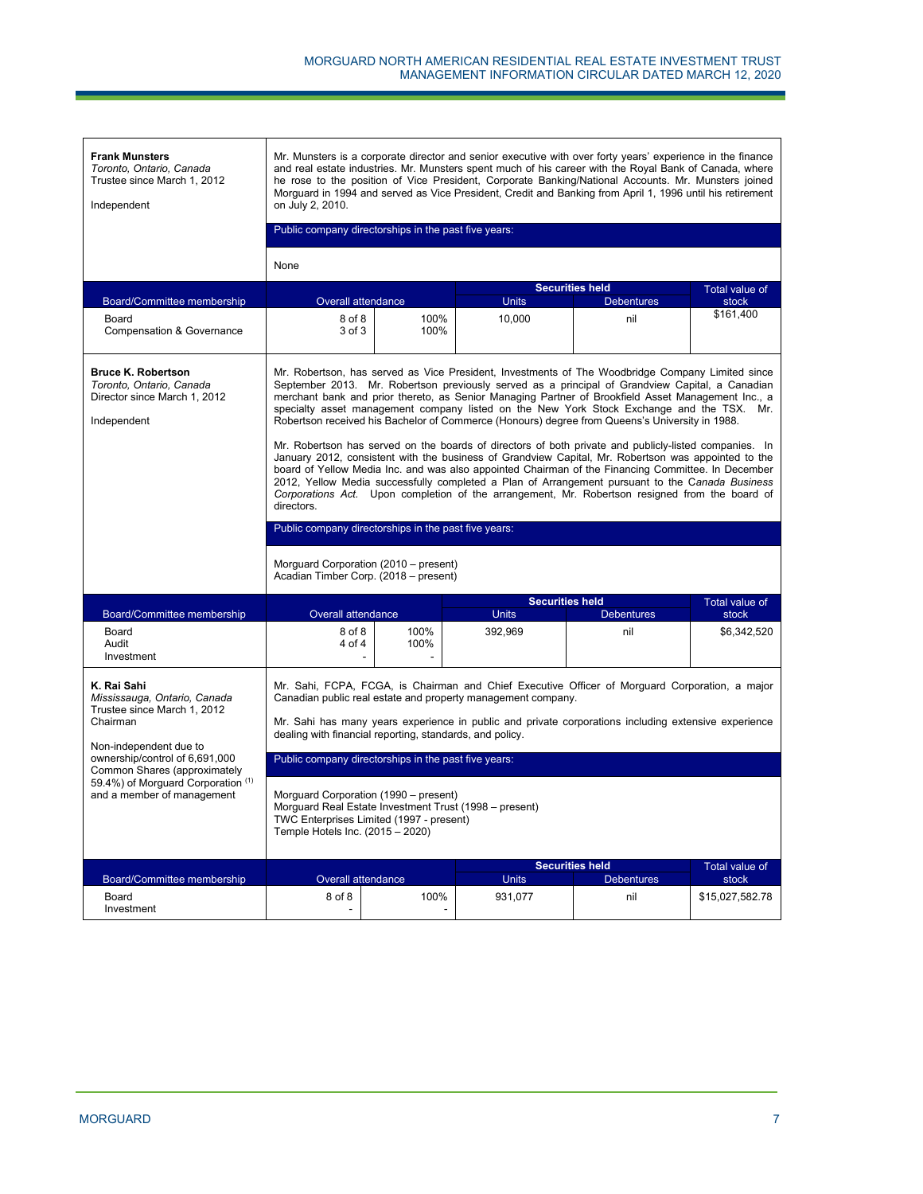**Frank Munsters**
*Toronto, Ontario, Canada*
Trustee since March 1, 2012

Independent

Mr. Munsters is a corporate director and senior executive with over forty years' experience in the finance and real estate industries. Mr. Munsters spent much of his career with the Royal Bank of Canada, where he rose to the position of Vice President, Corporate Banking/National Accounts. Mr. Munsters joined Morguard in 1994 and served as Vice President, Credit and Banking from April 1, 1996 until his retirement on July 2, 2010.

Public company directorships in the past five years:

None

| Board/Committee membership | Overall attendance | | Securities held – Units | Securities held – Debentures | Total value of stock |
|---|---|---|---|---|---|
| Board<br>Compensation & Governance | 8 of 8<br>3 of 3 | 100%<br>100% | 10,000 | nil | $161,400 |

**Bruce K. Robertson**
*Toronto, Ontario, Canada*
Director since March 1, 2012

Independent

Mr. Robertson, has served as Vice President, Investments of The Woodbridge Company Limited since September 2013. Mr. Robertson previously served as a principal of Grandview Capital, a Canadian merchant bank and prior thereto, as Senior Managing Partner of Brookfield Asset Management Inc., a specialty asset management company listed on the New York Stock Exchange and the TSX. Mr. Robertson received his Bachelor of Commerce (Honours) degree from Queens's University in 1988.

Mr. Robertson has served on the boards of directors of both private and publicly-listed companies. In January 2012, consistent with the business of Grandview Capital, Mr. Robertson was appointed to the board of Yellow Media Inc. and was also appointed Chairman of the Financing Committee. In December 2012, Yellow Media successfully completed a Plan of Arrangement pursuant to the *Canada Business Corporations Act*. Upon completion of the arrangement, Mr. Robertson resigned from the board of directors.

Public company directorships in the past five years:

Morguard Corporation (2010 – present)
Acadian Timber Corp. (2018 – present)

| Board/Committee membership | Overall attendance | | Securities held – Units | Securities held – Debentures | Total value of stock |
|---|---|---|---|---|---|
| Board<br>Audit<br>Investment | 8 of 8<br>4 of 4<br>- | 100%<br>100%<br>- | 392,969 | nil | $6,342,520 |

**K. Rai Sahi**
*Mississauga, Ontario, Canada*
Trustee since March 1, 2012
Chairman

Non-independent due to ownership/control of 6,691,000 Common Shares (approximately 59.4%) of Morguard Corporation [(1)] and a member of management

Mr. Sahi, FCPA, FCGA, is Chairman and Chief Executive Officer of Morguard Corporation, a major Canadian public real estate and property management company.

Mr. Sahi has many years experience in public and private corporations including extensive experience dealing with financial reporting, standards, and policy.

Public company directorships in the past five years:

Morguard Corporation (1990 – present)
Morguard Real Estate Investment Trust (1998 – present)
TWC Enterprises Limited (1997 - present)
Temple Hotels Inc. (2015 – 2020)

| Board/Committee membership | Overall attendance | | Securities held – Units | Securities held – Debentures | Total value of stock |
|---|---|---|---|---|---|
| Board<br>Investment | 8 of 8<br>- | 100%<br>- | 931,077 | nil | $15,027,582.78 |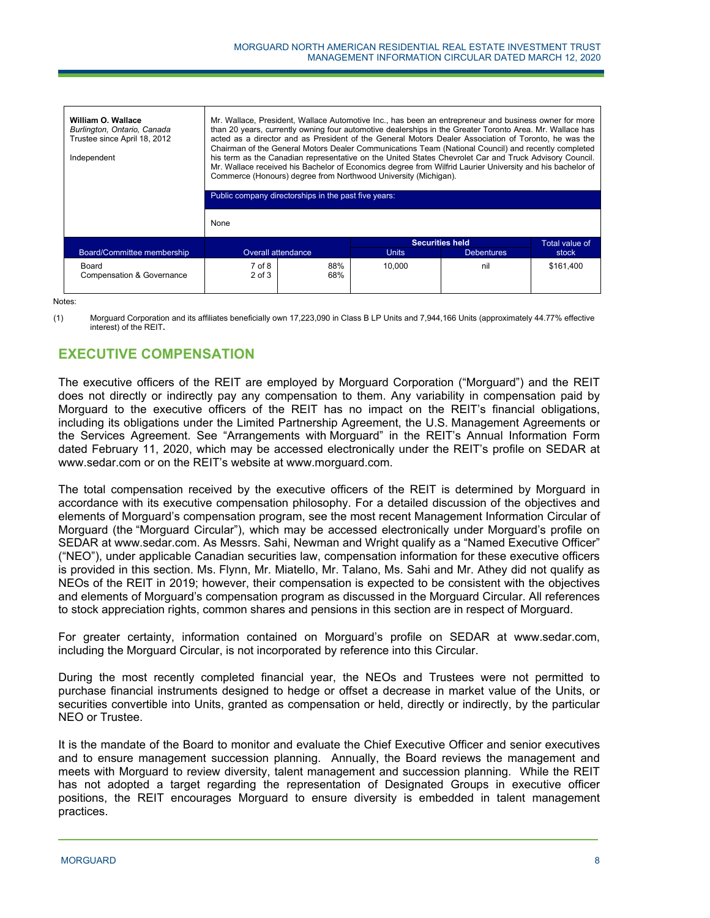| **William O. Wallace**<br>*Burlington, Ontario, Canada*<br>Trustee since April 18, 2012<br><br>Independent | Mr. Wallace, President, Wallace Automotive Inc., has been an entrepreneur and business owner for more than 20 years, currently owning four automotive dealerships in the Greater Toronto Area. Mr. Wallace has acted as a director and as President of the General Motors Dealer Association of Toronto, he was the Chairman of the General Motors Dealer Communications Team (National Council) and recently completed his term as the Canadian representative on the United States Chevrolet Car and Truck Advisory Council. Mr. Wallace received his Bachelor of Economics degree from Wilfrid Laurier University and his bachelor of Commerce (Honours) degree from Northwood University (Michigan).<br><br>Public company directorships in the past five years:<br><br>None | | | | |
|---|---|---|---|---|---|
| Board/Committee membership | Overall attendance | | Securities held | | Total value of stock |
| | | | Units | Debentures | |
| Board<br>Compensation & Governance | 7 of 8<br>2 of 3 | 88%<br>68% | 10,000 | nil | $161,400 |

Notes:

(1) Morguard Corporation and its affiliates beneficially own 17,223,090 in Class B LP Units and 7,944,166 Units (approximately 44.77% effective interest) of the REIT.

## EXECUTIVE COMPENSATION

The executive officers of the REIT are employed by Morguard Corporation ("Morguard") and the REIT does not directly or indirectly pay any compensation to them. Any variability in compensation paid by Morguard to the executive officers of the REIT has no impact on the REIT's financial obligations, including its obligations under the Limited Partnership Agreement, the U.S. Management Agreements or the Services Agreement. See "Arrangements with Morguard" in the REIT's Annual Information Form dated February 11, 2020, which may be accessed electronically under the REIT's profile on SEDAR at www.sedar.com or on the REIT's website at www.morguard.com.

The total compensation received by the executive officers of the REIT is determined by Morguard in accordance with its executive compensation philosophy. For a detailed discussion of the objectives and elements of Morguard's compensation program, see the most recent Management Information Circular of Morguard (the "Morguard Circular"), which may be accessed electronically under Morguard's profile on SEDAR at www.sedar.com. As Messrs. Sahi, Newman and Wright qualify as a "Named Executive Officer" ("NEO"), under applicable Canadian securities law, compensation information for these executive officers is provided in this section. Ms. Flynn, Mr. Miatello, Mr. Talano, Ms. Sahi and Mr. Athey did not qualify as NEOs of the REIT in 2019; however, their compensation is expected to be consistent with the objectives and elements of Morguard's compensation program as discussed in the Morguard Circular. All references to stock appreciation rights, common shares and pensions in this section are in respect of Morguard.

For greater certainty, information contained on Morguard's profile on SEDAR at www.sedar.com, including the Morguard Circular, is not incorporated by reference into this Circular.

During the most recently completed financial year, the NEOs and Trustees were not permitted to purchase financial instruments designed to hedge or offset a decrease in market value of the Units, or securities convertible into Units, granted as compensation or held, directly or indirectly, by the particular NEO or Trustee.

It is the mandate of the Board to monitor and evaluate the Chief Executive Officer and senior executives and to ensure management succession planning. Annually, the Board reviews the management and meets with Morguard to review diversity, talent management and succession planning. While the REIT has not adopted a target regarding the representation of Designated Groups in executive officer positions, the REIT encourages Morguard to ensure diversity is embedded in talent management practices.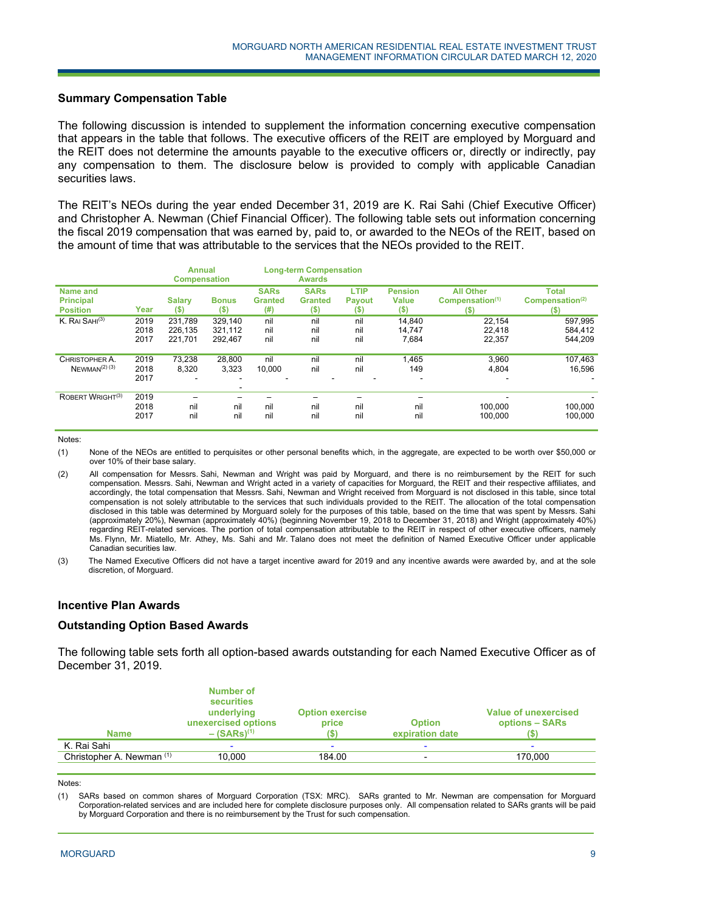## Summary Compensation Table

The following discussion is intended to supplement the information concerning executive compensation that appears in the table that follows. The executive officers of the REIT are employed by Morguard and the REIT does not determine the amounts payable to the executive officers or, directly or indirectly, pay any compensation to them. The disclosure below is provided to comply with applicable Canadian securities laws.

The REIT's NEOs during the year ended December 31, 2019 are K. Rai Sahi (Chief Executive Officer) and Christopher A. Newman (Chief Financial Officer). The following table sets out information concerning the fiscal 2019 compensation that was earned by, paid to, or awarded to the NEOs of the REIT, based on the amount of time that was attributable to the services that the NEOs provided to the REIT.

| | | Annual Compensation | | Long-term Compensation Awards | | | | | |
|---|---|---|---|---|---|---|---|---|---|
| **Name and Principal Position** | **Year** | **Salary ($)** | **Bonus ($)** | **SARs Granted (#)** | **SARs Granted ($)** | **LTIP Payout ($)** | **Pension Value ($)** | **All Other Compensation[1] ($)** | **Total Compensation[2] ($)** |
| K. RAI SAHI[3] | 2019 | 231,789 | 329,140 | nil | nil | nil | 14,840 | 22,154 | 597,995 |
| | 2018 | 226,135 | 321,112 | nil | nil | nil | 14,747 | 22,418 | 584,412 |
| | 2017 | 221,701 | 292,467 | nil | nil | nil | 7,684 | 22,357 | 544,209 |
| CHRISTOPHER A. NEWMAN[2] [3] | 2019 | 73,238 | 28,800 | nil | nil | nil | 1,465 | 3,960 | 107,463 |
| | 2018 | 8,320 | 3,323 | 10,000 | nil | nil | 149 | 4,804 | 16,596 |
| | 2017 | - | - | - | - | - | - | - | - |
| ROBERT WRIGHT[3] | 2019 | – | – | – | – | – | – | - | - |
| | 2018 | nil | nil | nil | nil | nil | nil | 100,000 | 100,000 |
| | 2017 | nil | nil | nil | nil | nil | nil | 100,000 | 100,000 |

Notes:

(1) None of the NEOs are entitled to perquisites or other personal benefits which, in the aggregate, are expected to be worth over $50,000 or over 10% of their base salary.

(2) All compensation for Messrs. Sahi, Newman and Wright was paid by Morguard, and there is no reimbursement by the REIT for such compensation. Messrs. Sahi, Newman and Wright acted in a variety of capacities for Morguard, the REIT and their respective affiliates, and accordingly, the total compensation that Messrs. Sahi, Newman and Wright received from Morguard is not disclosed in this table, since total compensation is not solely attributable to the services that such individuals provided to the REIT. The allocation of the total compensation disclosed in this table was determined by Morguard solely for the purposes of this table, based on the time that was spent by Messrs. Sahi (approximately 20%), Newman (approximately 40%) (beginning November 19, 2018 to December 31, 2018) and Wright (approximately 40%) regarding REIT-related services. The portion of total compensation attributable to the REIT in respect of other executive officers, namely Ms. Flynn, Mr. Miatello, Mr. Athey, Ms. Sahi and Mr. Talano does not meet the definition of Named Executive Officer under applicable Canadian securities law.

(3) The Named Executive Officers did not have a target incentive award for 2019 and any incentive awards were awarded by, and at the sole discretion, of Morguard.

## Incentive Plan Awards

## Outstanding Option Based Awards

The following table sets forth all option-based awards outstanding for each Named Executive Officer as of December 31, 2019.

| Name | Number of securities underlying unexercised options – (SARs)[1] | Option exercise price ($) | Option expiration date | Value of unexercised options – SARs ($) |
|---|---|---|---|---|
| K. Rai Sahi | - | - | - | - |
| Christopher A. Newman [1] | 10,000 | 184.00 | - | 170,000 |

Notes:

(1) SARs based on common shares of Morguard Corporation (TSX: MRC). SARs granted to Mr. Newman are compensation for Morguard Corporation-related services and are included here for complete disclosure purposes only. All compensation related to SARs grants will be paid by Morguard Corporation and there is no reimbursement by the Trust for such compensation.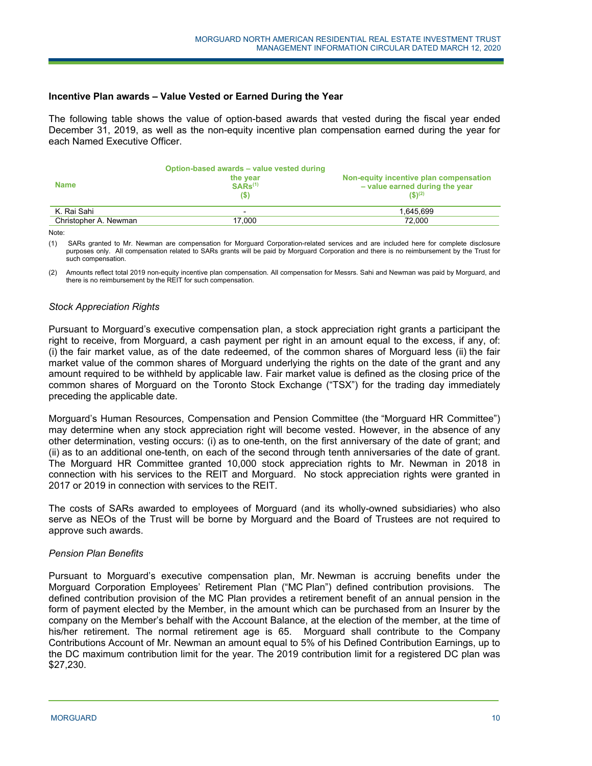### Incentive Plan awards – Value Vested or Earned During the Year

The following table shows the value of option-based awards that vested during the fiscal year ended December 31, 2019, as well as the non-equity incentive plan compensation earned during the year for each Named Executive Officer.

| Name | Option-based awards – value vested during the year SARs[(1)] ($) | Non-equity incentive plan compensation – value earned during the year ($)[(2)] |
|---|---|---|
| K. Rai Sahi | - | 1,645,699 |
| Christopher A. Newman | 17,000 | 72,000 |

Note:

(1) SARs granted to Mr. Newman are compensation for Morguard Corporation-related services and are included here for complete disclosure purposes only. All compensation related to SARs grants will be paid by Morguard Corporation and there is no reimbursement by the Trust for such compensation.

(2) Amounts reflect total 2019 non-equity incentive plan compensation. All compensation for Messrs. Sahi and Newman was paid by Morguard, and there is no reimbursement by the REIT for such compensation.

*Stock Appreciation Rights*

Pursuant to Morguard's executive compensation plan, a stock appreciation right grants a participant the right to receive, from Morguard, a cash payment per right in an amount equal to the excess, if any, of: (i) the fair market value, as of the date redeemed, of the common shares of Morguard less (ii) the fair market value of the common shares of Morguard underlying the rights on the date of the grant and any amount required to be withheld by applicable law. Fair market value is defined as the closing price of the common shares of Morguard on the Toronto Stock Exchange ("TSX") for the trading day immediately preceding the applicable date.

Morguard's Human Resources, Compensation and Pension Committee (the "Morguard HR Committee") may determine when any stock appreciation right will become vested. However, in the absence of any other determination, vesting occurs: (i) as to one-tenth, on the first anniversary of the date of grant; and (ii) as to an additional one-tenth, on each of the second through tenth anniversaries of the date of grant. The Morguard HR Committee granted 10,000 stock appreciation rights to Mr. Newman in 2018 in connection with his services to the REIT and Morguard. No stock appreciation rights were granted in 2017 or 2019 in connection with services to the REIT.

The costs of SARs awarded to employees of Morguard (and its wholly-owned subsidiaries) who also serve as NEOs of the Trust will be borne by Morguard and the Board of Trustees are not required to approve such awards.

*Pension Plan Benefits*

Pursuant to Morguard's executive compensation plan, Mr. Newman is accruing benefits under the Morguard Corporation Employees' Retirement Plan ("MC Plan") defined contribution provisions. The defined contribution provision of the MC Plan provides a retirement benefit of an annual pension in the form of payment elected by the Member, in the amount which can be purchased from an Insurer by the company on the Member's behalf with the Account Balance, at the election of the member, at the time of his/her retirement. The normal retirement age is 65. Morguard shall contribute to the Company Contributions Account of Mr. Newman an amount equal to 5% of his Defined Contribution Earnings, up to the DC maximum contribution limit for the year. The 2019 contribution limit for a registered DC plan was $27,230.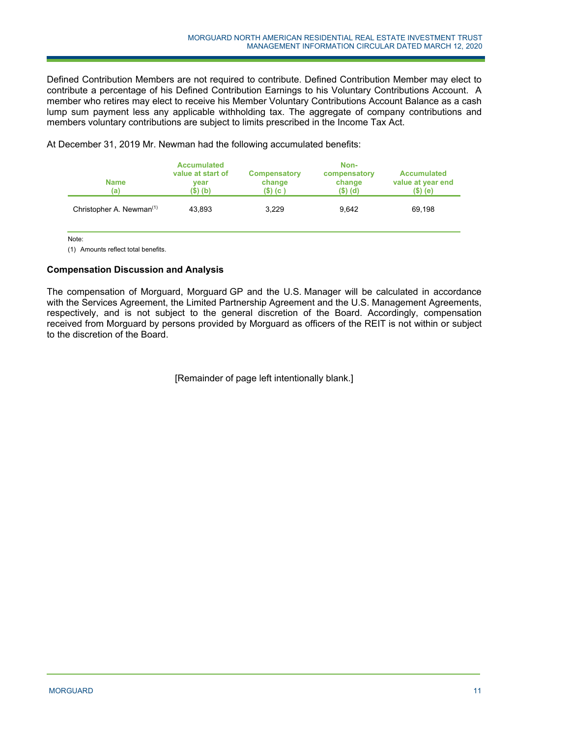Defined Contribution Members are not required to contribute. Defined Contribution Member may elect to contribute a percentage of his Defined Contribution Earnings to his Voluntary Contributions Account. A member who retires may elect to receive his Member Voluntary Contributions Account Balance as a cash lump sum payment less any applicable withholding tax. The aggregate of company contributions and members voluntary contributions are subject to limits prescribed in the Income Tax Act.

At December 31, 2019 Mr. Newman had the following accumulated benefits:

| Name (a) | Accumulated value at start of year ($) (b) | Compensatory change ($) (c ) | Non-compensatory change ($) (d) | Accumulated value at year end ($) (e) |
|---|---|---|---|---|
| Christopher A. Newman(1) | 43,893 | 3,229 | 9,642 | 69,198 |

Note:

(1) Amounts reflect total benefits.

### Compensation Discussion and Analysis

The compensation of Morguard, Morguard GP and the U.S. Manager will be calculated in accordance with the Services Agreement, the Limited Partnership Agreement and the U.S. Management Agreements, respectively, and is not subject to the general discretion of the Board. Accordingly, compensation received from Morguard by persons provided by Morguard as officers of the REIT is not within or subject to the discretion of the Board.

[Remainder of page left intentionally blank.]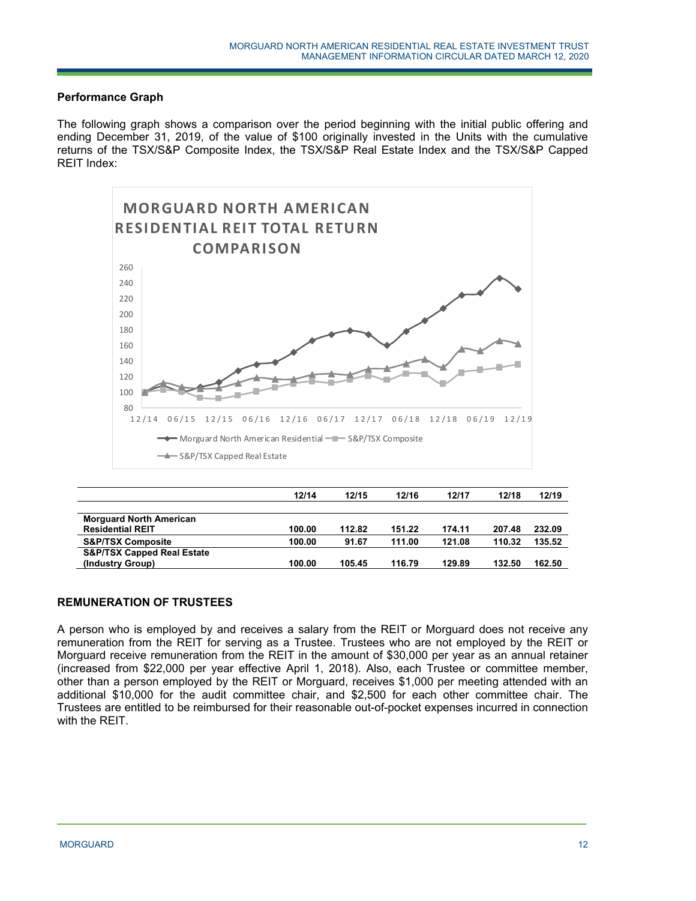## Performance Graph

The following graph shows a comparison over the period beginning with the initial public offering and ending December 31, 2019, of the value of $100 originally invested in the Units with the cumulative returns of the TSX/S&P Composite Index, the TSX/S&P Real Estate Index and the TSX/S&P Capped REIT Index:

| | 12/14 | 12/15 | 12/16 | 12/17 | 12/18 | 12/19 |
|---|---|---|---|---|---|---|
| **Morguard North American Residential REIT** | **100.00** | **112.82** | **151.22** | **174.11** | **207.48** | **232.09** |
| **S&P/TSX Composite** | **100.00** | **91.67** | **111.00** | **121.08** | **110.32** | **135.52** |
| **S&P/TSX Capped Real Estate (Industry Group)** | **100.00** | **105.45** | **116.79** | **129.89** | **132.50** | **162.50** |

## REMUNERATION OF TRUSTEES

A person who is employed by and receives a salary from the REIT or Morguard does not receive any remuneration from the REIT for serving as a Trustee. Trustees who are not employed by the REIT or Morguard receive remuneration from the REIT in the amount of $30,000 per year as an annual retainer (increased from $22,000 per year effective April 1, 2018). Also, each Trustee or committee member, other than a person employed by the REIT or Morguard, receives $1,000 per meeting attended with an additional $10,000 for the audit committee chair, and $2,500 for each other committee chair. The Trustees are entitled to be reimbursed for their reasonable out-of-pocket expenses incurred in connection with the REIT.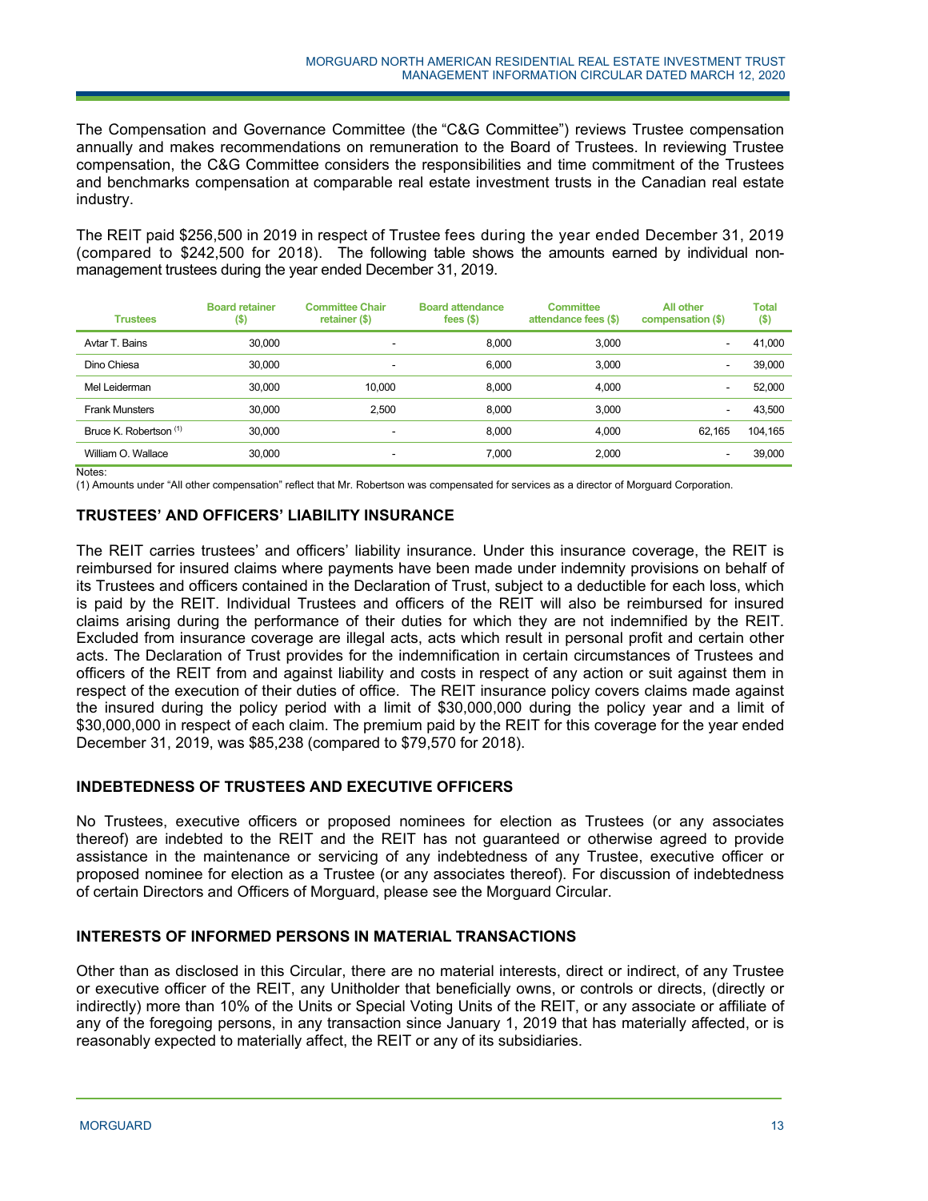The Compensation and Governance Committee (the "C&G Committee") reviews Trustee compensation annually and makes recommendations on remuneration to the Board of Trustees. In reviewing Trustee compensation, the C&G Committee considers the responsibilities and time commitment of the Trustees and benchmarks compensation at comparable real estate investment trusts in the Canadian real estate industry.

The REIT paid $256,500 in 2019 in respect of Trustee fees during the year ended December 31, 2019 (compared to $242,500 for 2018). The following table shows the amounts earned by individual non-management trustees during the year ended December 31, 2019.

| Trustees | Board retainer ($) | Committee Chair retainer ($) | Board attendance fees ($) | Committee attendance fees ($) | All other compensation ($) | Total ($) |
|---|---|---|---|---|---|---|
| Avtar T. Bains | 30,000 | - | 8,000 | 3,000 | - | 41,000 |
| Dino Chiesa | 30,000 | - | 6,000 | 3,000 | - | 39,000 |
| Mel Leiderman | 30,000 | 10,000 | 8,000 | 4,000 | - | 52,000 |
| Frank Munsters | 30,000 | 2,500 | 8,000 | 3,000 | - | 43,500 |
| Bruce K. Robertson (1) | 30,000 | - | 8,000 | 4,000 | 62,165 | 104,165 |
| William O. Wallace | 30,000 | - | 7,000 | 2,000 | - | 39,000 |

Notes:
(1) Amounts under "All other compensation" reflect that Mr. Robertson was compensated for services as a director of Morguard Corporation.

## TRUSTEES' AND OFFICERS' LIABILITY INSURANCE

The REIT carries trustees' and officers' liability insurance. Under this insurance coverage, the REIT is reimbursed for insured claims where payments have been made under indemnity provisions on behalf of its Trustees and officers contained in the Declaration of Trust, subject to a deductible for each loss, which is paid by the REIT. Individual Trustees and officers of the REIT will also be reimbursed for insured claims arising during the performance of their duties for which they are not indemnified by the REIT. Excluded from insurance coverage are illegal acts, acts which result in personal profit and certain other acts. The Declaration of Trust provides for the indemnification in certain circumstances of Trustees and officers of the REIT from and against liability and costs in respect of any action or suit against them in respect of the execution of their duties of office. The REIT insurance policy covers claims made against the insured during the policy period with a limit of $30,000,000 during the policy year and a limit of $30,000,000 in respect of each claim. The premium paid by the REIT for this coverage for the year ended December 31, 2019, was $85,238 (compared to $79,570 for 2018).

## INDEBTEDNESS OF TRUSTEES AND EXECUTIVE OFFICERS

No Trustees, executive officers or proposed nominees for election as Trustees (or any associates thereof) are indebted to the REIT and the REIT has not guaranteed or otherwise agreed to provide assistance in the maintenance or servicing of any indebtedness of any Trustee, executive officer or proposed nominee for election as a Trustee (or any associates thereof). For discussion of indebtedness of certain Directors and Officers of Morguard, please see the Morguard Circular.

## INTERESTS OF INFORMED PERSONS IN MATERIAL TRANSACTIONS

Other than as disclosed in this Circular, there are no material interests, direct or indirect, of any Trustee or executive officer of the REIT, any Unitholder that beneficially owns, or controls or directs, (directly or indirectly) more than 10% of the Units or Special Voting Units of the REIT, or any associate or affiliate of any of the foregoing persons, in any transaction since January 1, 2019 that has materially affected, or is reasonably expected to materially affect, the REIT or any of its subsidiaries.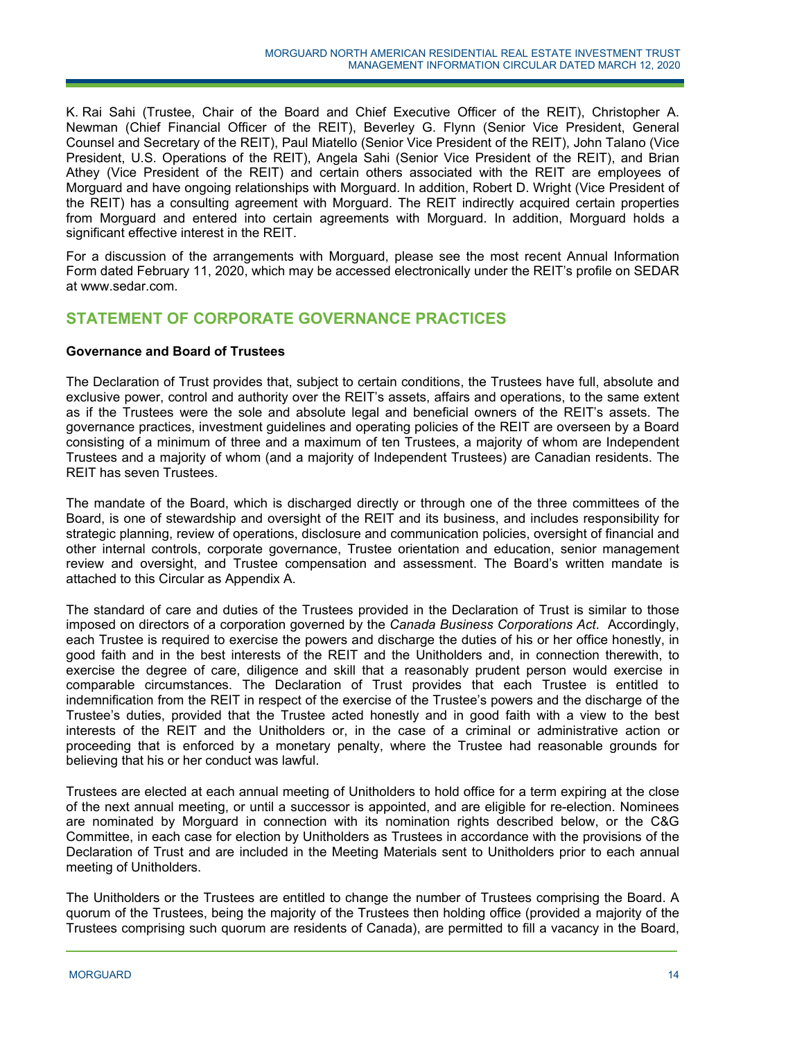K. Rai Sahi (Trustee, Chair of the Board and Chief Executive Officer of the REIT), Christopher A. Newman (Chief Financial Officer of the REIT), Beverley G. Flynn (Senior Vice President, General Counsel and Secretary of the REIT), Paul Miatello (Senior Vice President of the REIT), John Talano (Vice President, U.S. Operations of the REIT), Angela Sahi (Senior Vice President of the REIT), and Brian Athey (Vice President of the REIT) and certain others associated with the REIT are employees of Morguard and have ongoing relationships with Morguard. In addition, Robert D. Wright (Vice President of the REIT) has a consulting agreement with Morguard. The REIT indirectly acquired certain properties from Morguard and entered into certain agreements with Morguard. In addition, Morguard holds a significant effective interest in the REIT.

For a discussion of the arrangements with Morguard, please see the most recent Annual Information Form dated February 11, 2020, which may be accessed electronically under the REIT's profile on SEDAR at www.sedar.com.

## STATEMENT OF CORPORATE GOVERNANCE PRACTICES

**Governance and Board of Trustees**

The Declaration of Trust provides that, subject to certain conditions, the Trustees have full, absolute and exclusive power, control and authority over the REIT's assets, affairs and operations, to the same extent as if the Trustees were the sole and absolute legal and beneficial owners of the REIT's assets. The governance practices, investment guidelines and operating policies of the REIT are overseen by a Board consisting of a minimum of three and a maximum of ten Trustees, a majority of whom are Independent Trustees and a majority of whom (and a majority of Independent Trustees) are Canadian residents. The REIT has seven Trustees.

The mandate of the Board, which is discharged directly or through one of the three committees of the Board, is one of stewardship and oversight of the REIT and its business, and includes responsibility for strategic planning, review of operations, disclosure and communication policies, oversight of financial and other internal controls, corporate governance, Trustee orientation and education, senior management review and oversight, and Trustee compensation and assessment. The Board's written mandate is attached to this Circular as Appendix A.

The standard of care and duties of the Trustees provided in the Declaration of Trust is similar to those imposed on directors of a corporation governed by the *Canada Business Corporations Act*. Accordingly, each Trustee is required to exercise the powers and discharge the duties of his or her office honestly, in good faith and in the best interests of the REIT and the Unitholders and, in connection therewith, to exercise the degree of care, diligence and skill that a reasonably prudent person would exercise in comparable circumstances. The Declaration of Trust provides that each Trustee is entitled to indemnification from the REIT in respect of the exercise of the Trustee's powers and the discharge of the Trustee's duties, provided that the Trustee acted honestly and in good faith with a view to the best interests of the REIT and the Unitholders or, in the case of a criminal or administrative action or proceeding that is enforced by a monetary penalty, where the Trustee had reasonable grounds for believing that his or her conduct was lawful.

Trustees are elected at each annual meeting of Unitholders to hold office for a term expiring at the close of the next annual meeting, or until a successor is appointed, and are eligible for re-election. Nominees are nominated by Morguard in connection with its nomination rights described below, or the C&G Committee, in each case for election by Unitholders as Trustees in accordance with the provisions of the Declaration of Trust and are included in the Meeting Materials sent to Unitholders prior to each annual meeting of Unitholders.

The Unitholders or the Trustees are entitled to change the number of Trustees comprising the Board. A quorum of the Trustees, being the majority of the Trustees then holding office (provided a majority of the Trustees comprising such quorum are residents of Canada), are permitted to fill a vacancy in the Board,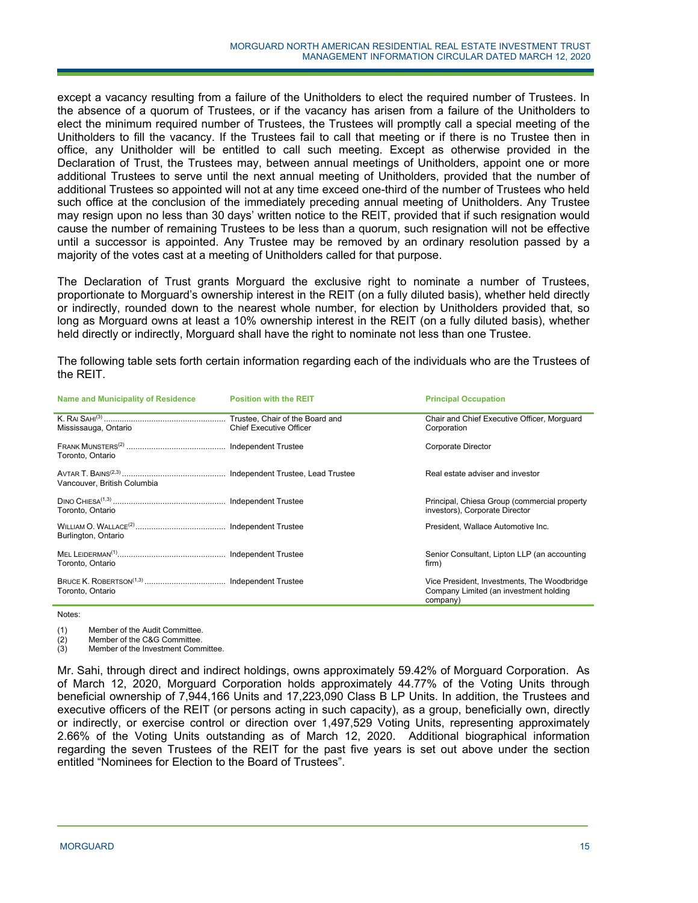except a vacancy resulting from a failure of the Unitholders to elect the required number of Trustees. In the absence of a quorum of Trustees, or if the vacancy has arisen from a failure of the Unitholders to elect the minimum required number of Trustees, the Trustees will promptly call a special meeting of the Unitholders to fill the vacancy. If the Trustees fail to call that meeting or if there is no Trustee then in office, any Unitholder will be entitled to call such meeting. Except as otherwise provided in the Declaration of Trust, the Trustees may, between annual meetings of Unitholders, appoint one or more additional Trustees to serve until the next annual meeting of Unitholders, provided that the number of additional Trustees so appointed will not at any time exceed one-third of the number of Trustees who held such office at the conclusion of the immediately preceding annual meeting of Unitholders. Any Trustee may resign upon no less than 30 days' written notice to the REIT, provided that if such resignation would cause the number of remaining Trustees to be less than a quorum, such resignation will not be effective until a successor is appointed. Any Trustee may be removed by an ordinary resolution passed by a majority of the votes cast at a meeting of Unitholders called for that purpose.

The Declaration of Trust grants Morguard the exclusive right to nominate a number of Trustees, proportionate to Morguard's ownership interest in the REIT (on a fully diluted basis), whether held directly or indirectly, rounded down to the nearest whole number, for election by Unitholders provided that, so long as Morguard owns at least a 10% ownership interest in the REIT (on a fully diluted basis), whether held directly or indirectly, Morguard shall have the right to nominate not less than one Trustee.

The following table sets forth certain information regarding each of the individuals who are the Trustees of the REIT.

| Name and Municipality of Residence | Position with the REIT | Principal Occupation |
|---|---|---|
| K. Rai Sahi[3]<br>Mississauga, Ontario | Trustee, Chair of the Board and Chief Executive Officer | Chair and Chief Executive Officer, Morguard Corporation |
| Frank Munsters[2]<br>Toronto, Ontario | Independent Trustee | Corporate Director |
| Avtar T. Bains[2,3]<br>Vancouver, British Columbia | Independent Trustee, Lead Trustee | Real estate adviser and investor |
| Dino Chiesa[1,3]<br>Toronto, Ontario | Independent Trustee | Principal, Chiesa Group (commercial property investors), Corporate Director |
| William O. Wallace[2]<br>Burlington, Ontario | Independent Trustee | President, Wallace Automotive Inc. |
| Mel Leiderman[1]<br>Toronto, Ontario | Independent Trustee | Senior Consultant, Lipton LLP (an accounting firm) |
| Bruce K. Robertson[1,3]<br>Toronto, Ontario | Independent Trustee | Vice President, Investments, The Woodbridge Company Limited (an investment holding company) |

Notes:

(1) Member of the Audit Committee.
(2) Member of the C&G Committee.
(3) Member of the Investment Committee.

Mr. Sahi, through direct and indirect holdings, owns approximately 59.42% of Morguard Corporation. As of March 12, 2020, Morguard Corporation holds approximately 44.77% of the Voting Units through beneficial ownership of 7,944,166 Units and 17,223,090 Class B LP Units. In addition, the Trustees and executive officers of the REIT (or persons acting in such capacity), as a group, beneficially own, directly or indirectly, or exercise control or direction over 1,497,529 Voting Units, representing approximately 2.66% of the Voting Units outstanding as of March 12, 2020. Additional biographical information regarding the seven Trustees of the REIT for the past five years is set out above under the section entitled "Nominees for Election to the Board of Trustees".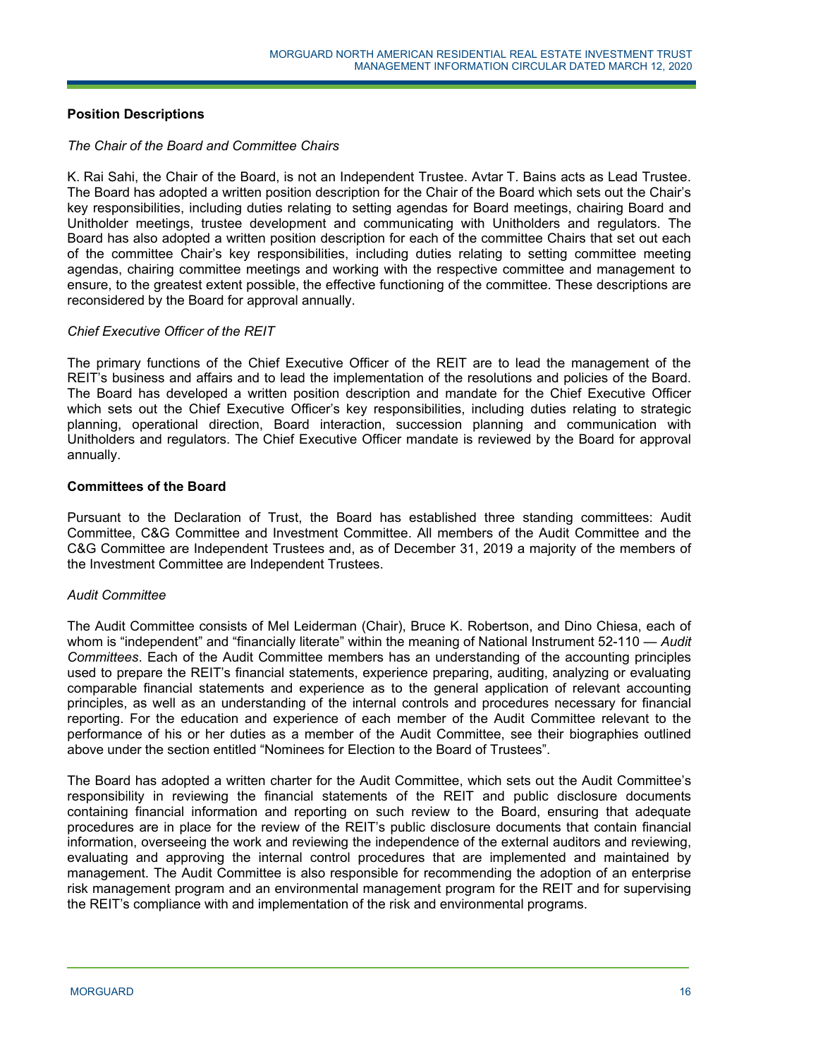## Position Descriptions

*The Chair of the Board and Committee Chairs*

K. Rai Sahi, the Chair of the Board, is not an Independent Trustee. Avtar T. Bains acts as Lead Trustee. The Board has adopted a written position description for the Chair of the Board which sets out the Chair's key responsibilities, including duties relating to setting agendas for Board meetings, chairing Board and Unitholder meetings, trustee development and communicating with Unitholders and regulators. The Board has also adopted a written position description for each of the committee Chairs that set out each of the committee Chair's key responsibilities, including duties relating to setting committee meeting agendas, chairing committee meetings and working with the respective committee and management to ensure, to the greatest extent possible, the effective functioning of the committee. These descriptions are reconsidered by the Board for approval annually.

*Chief Executive Officer of the REIT*

The primary functions of the Chief Executive Officer of the REIT are to lead the management of the REIT's business and affairs and to lead the implementation of the resolutions and policies of the Board. The Board has developed a written position description and mandate for the Chief Executive Officer which sets out the Chief Executive Officer's key responsibilities, including duties relating to strategic planning, operational direction, Board interaction, succession planning and communication with Unitholders and regulators. The Chief Executive Officer mandate is reviewed by the Board for approval annually.

## Committees of the Board

Pursuant to the Declaration of Trust, the Board has established three standing committees: Audit Committee, C&G Committee and Investment Committee. All members of the Audit Committee and the C&G Committee are Independent Trustees and, as of December 31, 2019 a majority of the members of the Investment Committee are Independent Trustees.

*Audit Committee*

The Audit Committee consists of Mel Leiderman (Chair), Bruce K. Robertson, and Dino Chiesa, each of whom is "independent" and "financially literate" within the meaning of National Instrument 52-110 — *Audit Committees*. Each of the Audit Committee members has an understanding of the accounting principles used to prepare the REIT's financial statements, experience preparing, auditing, analyzing or evaluating comparable financial statements and experience as to the general application of relevant accounting principles, as well as an understanding of the internal controls and procedures necessary for financial reporting. For the education and experience of each member of the Audit Committee relevant to the performance of his or her duties as a member of the Audit Committee, see their biographies outlined above under the section entitled "Nominees for Election to the Board of Trustees".

The Board has adopted a written charter for the Audit Committee, which sets out the Audit Committee's responsibility in reviewing the financial statements of the REIT and public disclosure documents containing financial information and reporting on such review to the Board, ensuring that adequate procedures are in place for the review of the REIT's public disclosure documents that contain financial information, overseeing the work and reviewing the independence of the external auditors and reviewing, evaluating and approving the internal control procedures that are implemented and maintained by management. The Audit Committee is also responsible for recommending the adoption of an enterprise risk management program and an environmental management program for the REIT and for supervising the REIT's compliance with and implementation of the risk and environmental programs.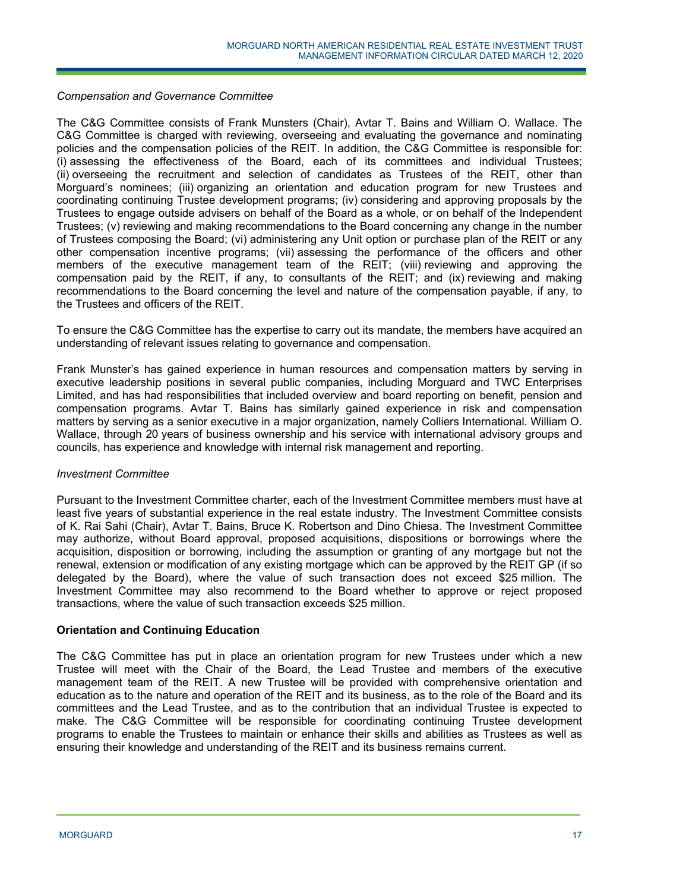*Compensation and Governance Committee*

The C&G Committee consists of Frank Munsters (Chair), Avtar T. Bains and William O. Wallace. The C&G Committee is charged with reviewing, overseeing and evaluating the governance and nominating policies and the compensation policies of the REIT. In addition, the C&G Committee is responsible for: (i) assessing the effectiveness of the Board, each of its committees and individual Trustees; (ii) overseeing the recruitment and selection of candidates as Trustees of the REIT, other than Morguard's nominees; (iii) organizing an orientation and education program for new Trustees and coordinating continuing Trustee development programs; (iv) considering and approving proposals by the Trustees to engage outside advisers on behalf of the Board as a whole, or on behalf of the Independent Trustees; (v) reviewing and making recommendations to the Board concerning any change in the number of Trustees composing the Board; (vi) administering any Unit option or purchase plan of the REIT or any other compensation incentive programs; (vii) assessing the performance of the officers and other members of the executive management team of the REIT; (viii) reviewing and approving the compensation paid by the REIT, if any, to consultants of the REIT; and (ix) reviewing and making recommendations to the Board concerning the level and nature of the compensation payable, if any, to the Trustees and officers of the REIT.

To ensure the C&G Committee has the expertise to carry out its mandate, the members have acquired an understanding of relevant issues relating to governance and compensation.

Frank Munster's has gained experience in human resources and compensation matters by serving in executive leadership positions in several public companies, including Morguard and TWC Enterprises Limited, and has had responsibilities that included overview and board reporting on benefit, pension and compensation programs. Avtar T. Bains has similarly gained experience in risk and compensation matters by serving as a senior executive in a major organization, namely Colliers International. William O. Wallace, through 20 years of business ownership and his service with international advisory groups and councils, has experience and knowledge with internal risk management and reporting.

*Investment Committee*

Pursuant to the Investment Committee charter, each of the Investment Committee members must have at least five years of substantial experience in the real estate industry. The Investment Committee consists of K. Rai Sahi (Chair), Avtar T. Bains, Bruce K. Robertson and Dino Chiesa. The Investment Committee may authorize, without Board approval, proposed acquisitions, dispositions or borrowings where the acquisition, disposition or borrowing, including the assumption or granting of any mortgage but not the renewal, extension or modification of any existing mortgage which can be approved by the REIT GP (if so delegated by the Board), where the value of such transaction does not exceed $25 million. The Investment Committee may also recommend to the Board whether to approve or reject proposed transactions, where the value of such transaction exceeds $25 million.

**Orientation and Continuing Education**

The C&G Committee has put in place an orientation program for new Trustees under which a new Trustee will meet with the Chair of the Board, the Lead Trustee and members of the executive management team of the REIT. A new Trustee will be provided with comprehensive orientation and education as to the nature and operation of the REIT and its business, as to the role of the Board and its committees and the Lead Trustee, and as to the contribution that an individual Trustee is expected to make. The C&G Committee will be responsible for coordinating continuing Trustee development programs to enable the Trustees to maintain or enhance their skills and abilities as Trustees as well as ensuring their knowledge and understanding of the REIT and its business remains current.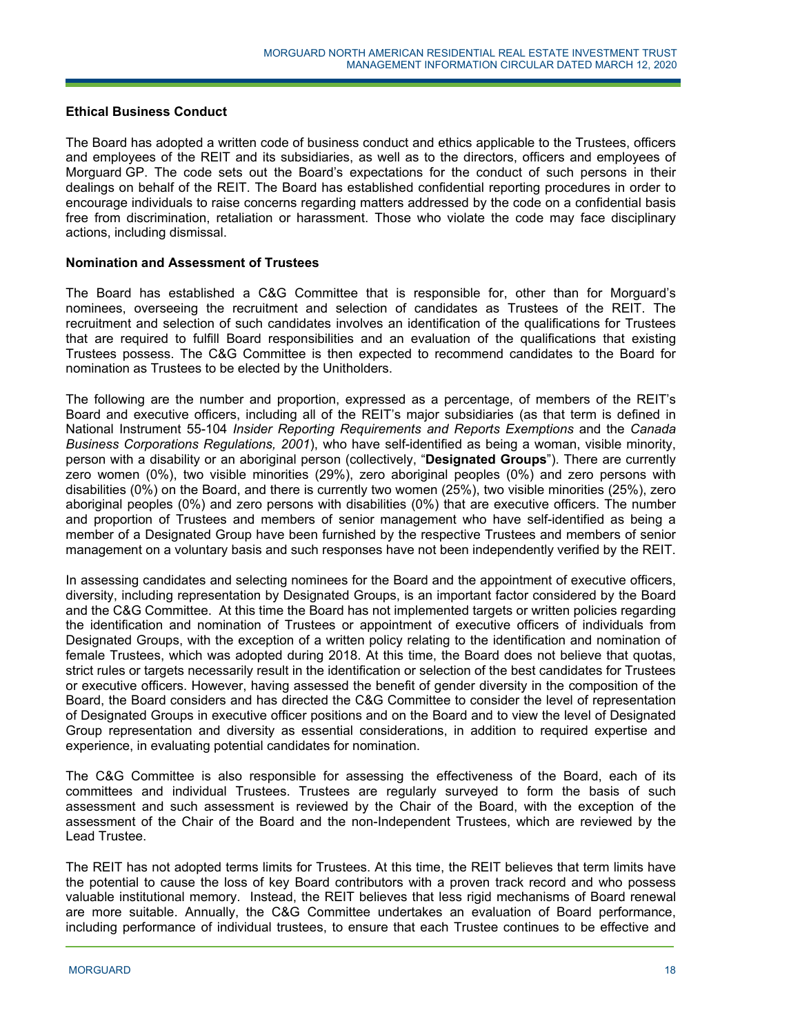### Ethical Business Conduct

The Board has adopted a written code of business conduct and ethics applicable to the Trustees, officers and employees of the REIT and its subsidiaries, as well as to the directors, officers and employees of Morguard GP. The code sets out the Board's expectations for the conduct of such persons in their dealings on behalf of the REIT. The Board has established confidential reporting procedures in order to encourage individuals to raise concerns regarding matters addressed by the code on a confidential basis free from discrimination, retaliation or harassment. Those who violate the code may face disciplinary actions, including dismissal.

### Nomination and Assessment of Trustees

The Board has established a C&G Committee that is responsible for, other than for Morguard's nominees, overseeing the recruitment and selection of candidates as Trustees of the REIT. The recruitment and selection of such candidates involves an identification of the qualifications for Trustees that are required to fulfill Board responsibilities and an evaluation of the qualifications that existing Trustees possess. The C&G Committee is then expected to recommend candidates to the Board for nomination as Trustees to be elected by the Unitholders.

The following are the number and proportion, expressed as a percentage, of members of the REIT's Board and executive officers, including all of the REIT's major subsidiaries (as that term is defined in National Instrument 55-104 *Insider Reporting Requirements and Reports Exemptions* and the *Canada Business Corporations Regulations, 2001*), who have self-identified as being a woman, visible minority, person with a disability or an aboriginal person (collectively, "**Designated Groups**"). There are currently zero women (0%), two visible minorities (29%), zero aboriginal peoples (0%) and zero persons with disabilities (0%) on the Board, and there is currently two women (25%), two visible minorities (25%), zero aboriginal peoples (0%) and zero persons with disabilities (0%) that are executive officers. The number and proportion of Trustees and members of senior management who have self-identified as being a member of a Designated Group have been furnished by the respective Trustees and members of senior management on a voluntary basis and such responses have not been independently verified by the REIT.

In assessing candidates and selecting nominees for the Board and the appointment of executive officers, diversity, including representation by Designated Groups, is an important factor considered by the Board and the C&G Committee. At this time the Board has not implemented targets or written policies regarding the identification and nomination of Trustees or appointment of executive officers of individuals from Designated Groups, with the exception of a written policy relating to the identification and nomination of female Trustees, which was adopted during 2018. At this time, the Board does not believe that quotas, strict rules or targets necessarily result in the identification or selection of the best candidates for Trustees or executive officers. However, having assessed the benefit of gender diversity in the composition of the Board, the Board considers and has directed the C&G Committee to consider the level of representation of Designated Groups in executive officer positions and on the Board and to view the level of Designated Group representation and diversity as essential considerations, in addition to required expertise and experience, in evaluating potential candidates for nomination.

The C&G Committee is also responsible for assessing the effectiveness of the Board, each of its committees and individual Trustees. Trustees are regularly surveyed to form the basis of such assessment and such assessment is reviewed by the Chair of the Board, with the exception of the assessment of the Chair of the Board and the non-Independent Trustees, which are reviewed by the Lead Trustee.

The REIT has not adopted terms limits for Trustees. At this time, the REIT believes that term limits have the potential to cause the loss of key Board contributors with a proven track record and who possess valuable institutional memory. Instead, the REIT believes that less rigid mechanisms of Board renewal are more suitable. Annually, the C&G Committee undertakes an evaluation of Board performance, including performance of individual trustees, to ensure that each Trustee continues to be effective and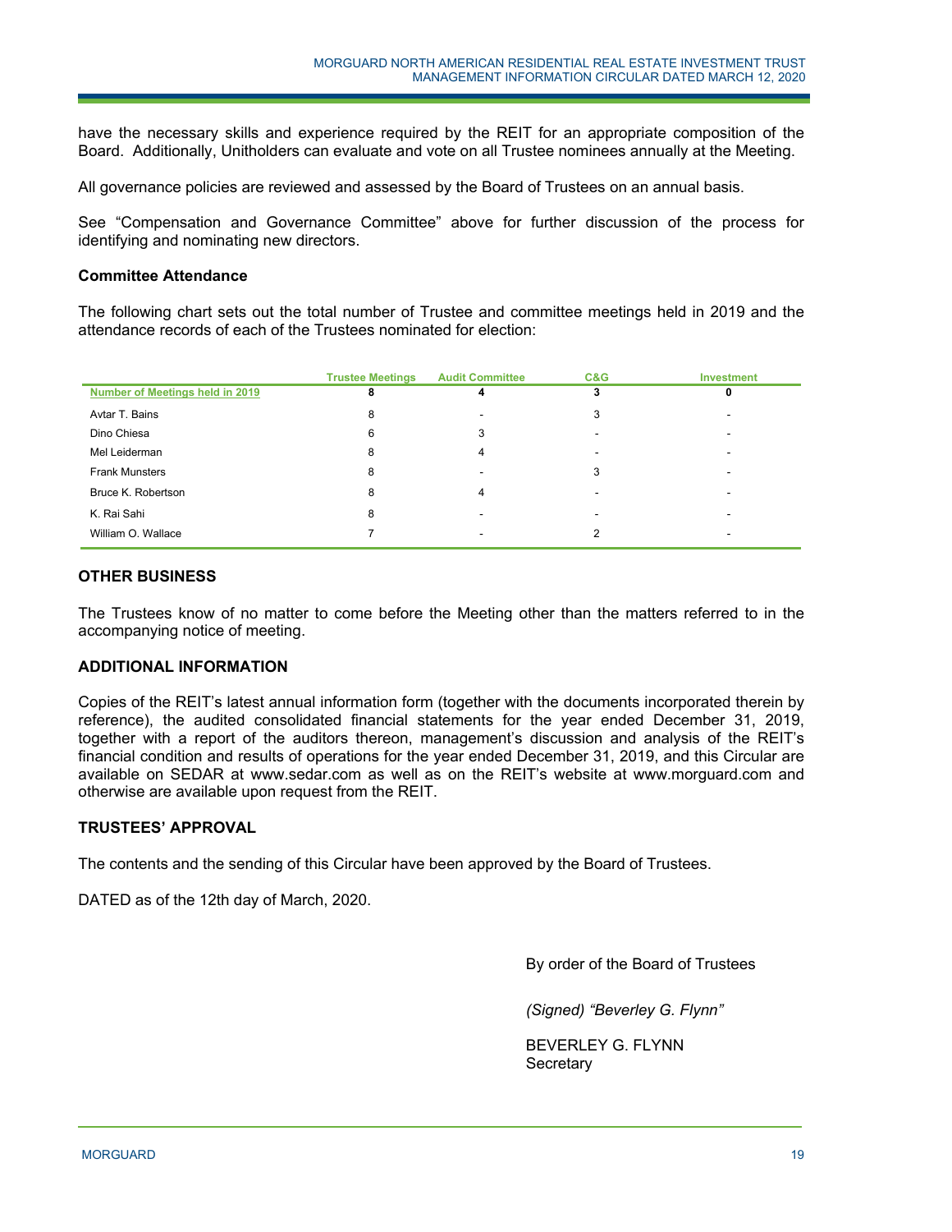have the necessary skills and experience required by the REIT for an appropriate composition of the Board. Additionally, Unitholders can evaluate and vote on all Trustee nominees annually at the Meeting.

All governance policies are reviewed and assessed by the Board of Trustees on an annual basis.

See "Compensation and Governance Committee" above for further discussion of the process for identifying and nominating new directors.

**Committee Attendance**

The following chart sets out the total number of Trustee and committee meetings held in 2019 and the attendance records of each of the Trustees nominated for election:

| | Trustee Meetings | Audit Committee | C&G | Investment |
|---|---|---|---|---|
| **Number of Meetings held in 2019** | **8** | **4** | **3** | **0** |
| Avtar T. Bains | 8 | - | 3 | - |
| Dino Chiesa | 6 | 3 | - | - |
| Mel Leiderman | 8 | 4 | - | - |
| Frank Munsters | 8 | - | 3 | - |
| Bruce K. Robertson | 8 | 4 | - | - |
| K. Rai Sahi | 8 | - | - | - |
| William O. Wallace | 7 | - | 2 | - |

## OTHER BUSINESS

The Trustees know of no matter to come before the Meeting other than the matters referred to in the accompanying notice of meeting.

## ADDITIONAL INFORMATION

Copies of the REIT's latest annual information form (together with the documents incorporated therein by reference), the audited consolidated financial statements for the year ended December 31, 2019, together with a report of the auditors thereon, management's discussion and analysis of the REIT's financial condition and results of operations for the year ended December 31, 2019, and this Circular are available on SEDAR at www.sedar.com as well as on the REIT's website at www.morguard.com and otherwise are available upon request from the REIT.

## TRUSTEES' APPROVAL

The contents and the sending of this Circular have been approved by the Board of Trustees.

DATED as of the 12th day of March, 2020.

By order of the Board of Trustees

*(Signed) "Beverley G. Flynn"*

BEVERLEY G. FLYNN
Secretary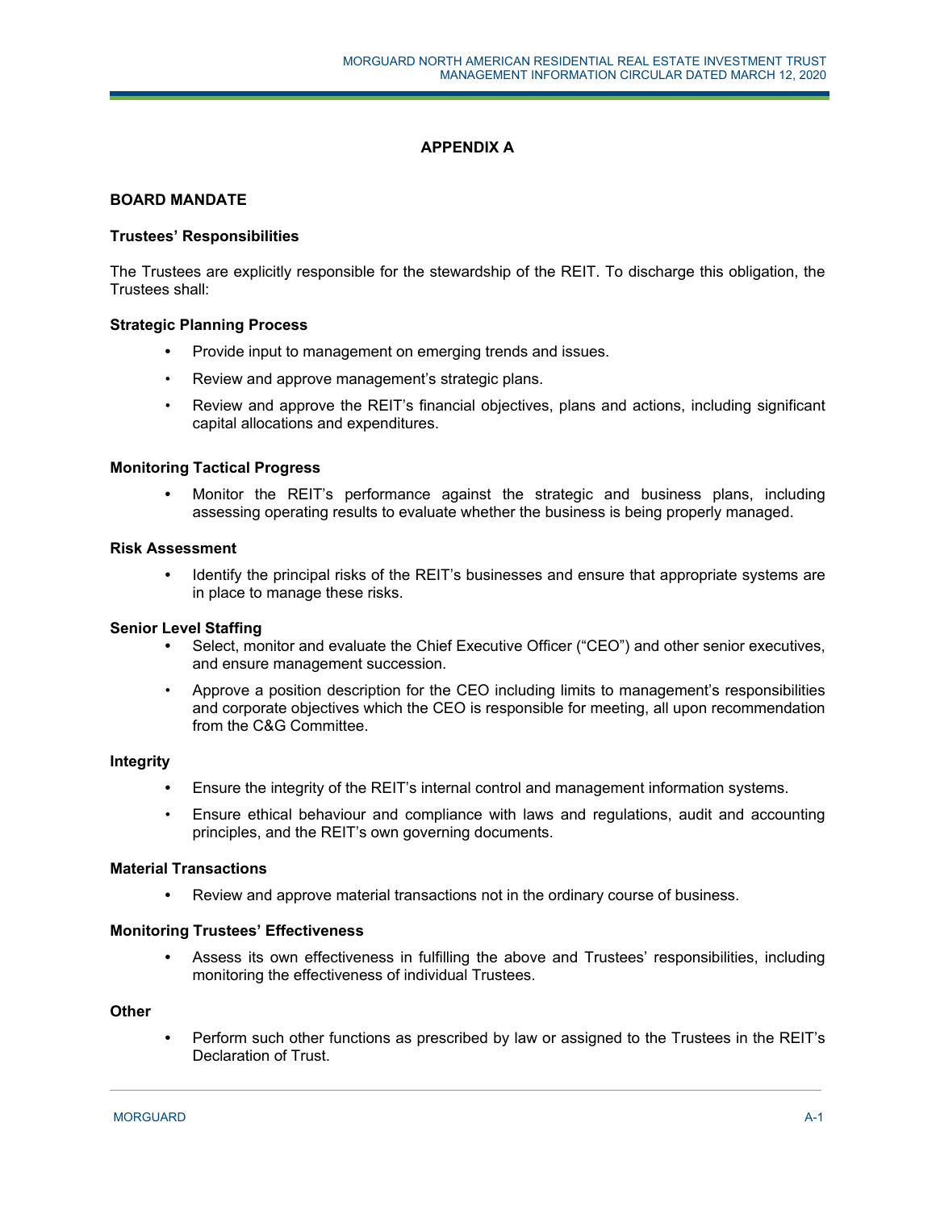# APPENDIX A

## BOARD MANDATE

### Trustees' Responsibilities

The Trustees are explicitly responsible for the stewardship of the REIT. To discharge this obligation, the Trustees shall:

### Strategic Planning Process

- Provide input to management on emerging trends and issues.
- Review and approve management's strategic plans.
- Review and approve the REIT's financial objectives, plans and actions, including significant capital allocations and expenditures.

### Monitoring Tactical Progress

- Monitor the REIT's performance against the strategic and business plans, including assessing operating results to evaluate whether the business is being properly managed.

### Risk Assessment

- Identify the principal risks of the REIT's businesses and ensure that appropriate systems are in place to manage these risks.

### Senior Level Staffing

- Select, monitor and evaluate the Chief Executive Officer ("CEO") and other senior executives, and ensure management succession.
- Approve a position description for the CEO including limits to management's responsibilities and corporate objectives which the CEO is responsible for meeting, all upon recommendation from the C&G Committee.

### Integrity

- Ensure the integrity of the REIT's internal control and management information systems.
- Ensure ethical behaviour and compliance with laws and regulations, audit and accounting principles, and the REIT's own governing documents.

### Material Transactions

- Review and approve material transactions not in the ordinary course of business.

### Monitoring Trustees' Effectiveness

- Assess its own effectiveness in fulfilling the above and Trustees' responsibilities, including monitoring the effectiveness of individual Trustees.

### Other

- Perform such other functions as prescribed by law or assigned to the Trustees in the REIT's Declaration of Trust.